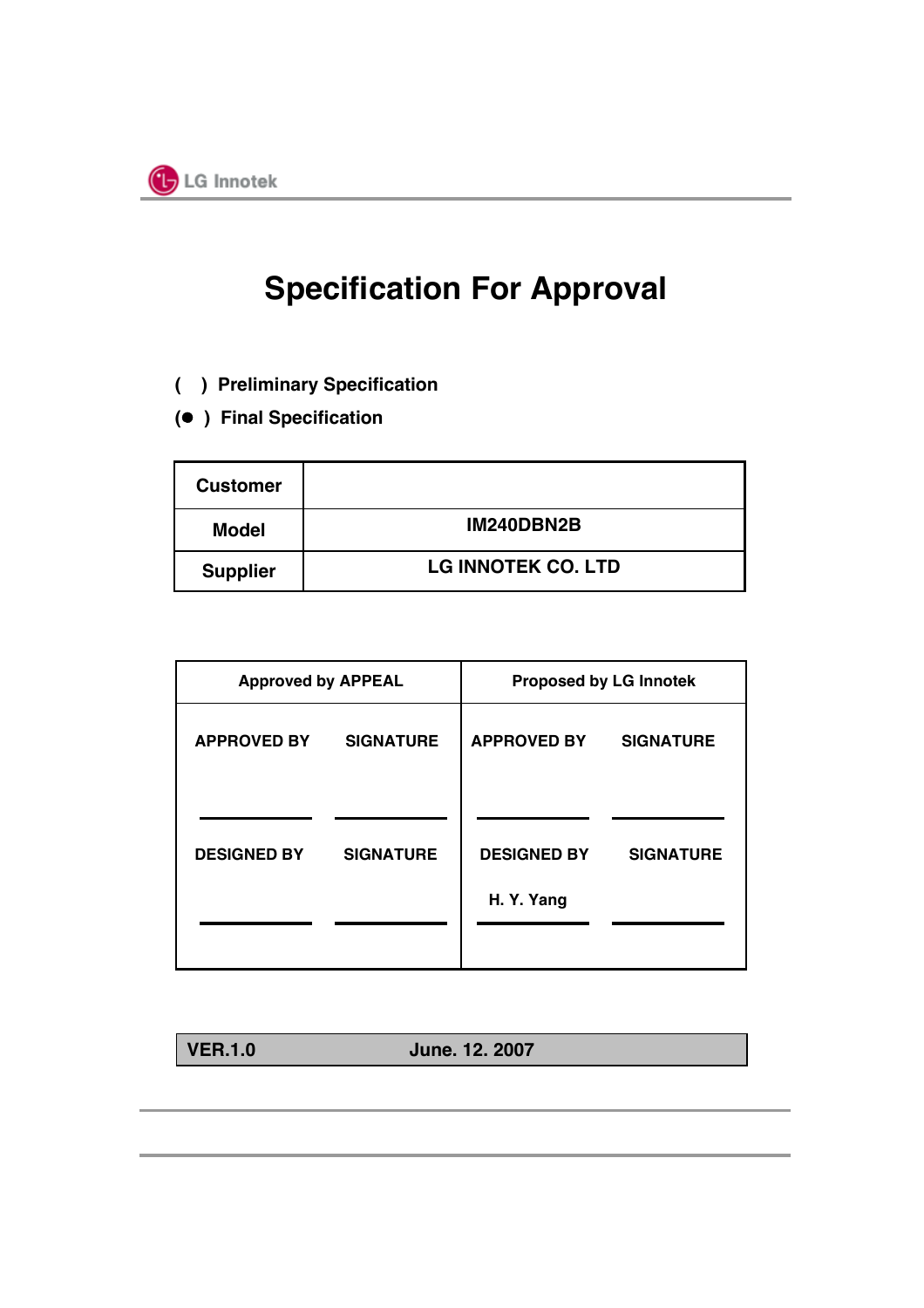LG Innotek

# Specification For Approval

( ) Preliminary Specification

(● ) Final Specification

| Customer | |
|---|---|
| Model | IM240DBN2B |
| Supplier | LG INNOTEK CO. LTD |

| Approved by APPEAL | | Proposed by LG Innotek | |
|---|---|---|---|
| APPROVED BY | SIGNATURE | APPROVED BY | SIGNATURE |
| | | | |
| DESIGNED BY | SIGNATURE | DESIGNED BY | SIGNATURE |
| | | H. Y. Yang | |

| VER.1.0 | June. 12. 2007 |
|---|---|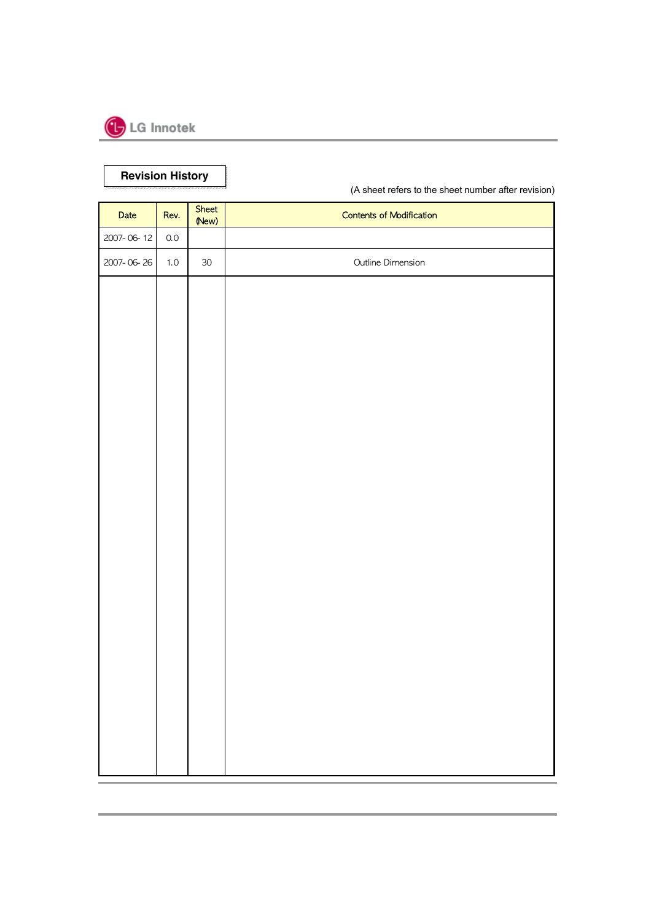# Revision History

(A sheet refers to the sheet number after revision)

| Date | Rev. | Sheet (New) | Contents of Modification |
|---|---|---|---|
| 2007- 06- 12 | 0.0 | | |
| 2007- 06- 26 | 1.0 | 30 | Outline Dimension |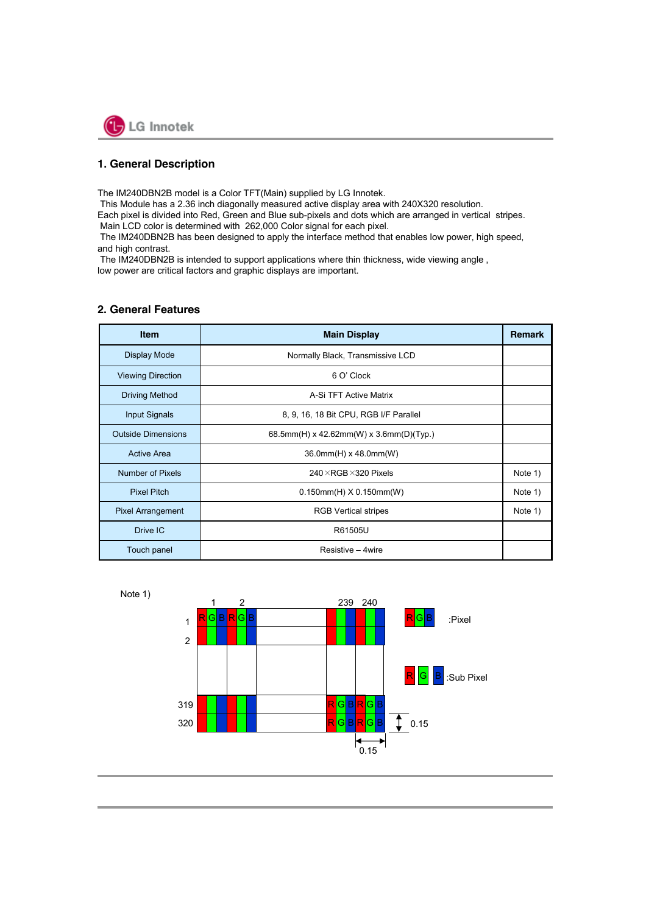## 1. General Description

The IM240DBN2B model is a Color TFT(Main) supplied by LG Innotek.
This Module has a 2.36 inch diagonally measured active display area with 240X320 resolution.
Each pixel is divided into Red, Green and Blue sub-pixels and dots which are arranged in vertical stripes.
Main LCD color is determined with 262,000 Color signal for each pixel.
The IM240DBN2B has been designed to apply the interface method that enables low power, high speed, and high contrast.
The IM240DBN2B is intended to support applications where thin thickness, wide viewing angle , low power are critical factors and graphic displays are important.

## 2. General Features

| Item | Main Display | Remark |
|---|---|---|
| Display Mode | Normally Black, Transmissive LCD | |
| Viewing Direction | 6 O' Clock | |
| Driving Method | A-Si TFT Active Matrix | |
| Input Signals | 8, 9, 16, 18 Bit CPU, RGB I/F Parallel | |
| Outside Dimensions | 68.5mm(H) x 42.62mm(W) x 3.6mm(D)(Typ.) | |
| Active Area | 36.0mm(H) x 48.0mm(W) | |
| Number of Pixels | 240×RGB×320 Pixels | Note 1) |
| Pixel Pitch | 0.150mm(H) X 0.150mm(W) | Note 1) |
| Pixel Arrangement | RGB Vertical stripes | Note 1) |
| Drive IC | R61505U | |
| Touch panel | Resistive – 4wire | |

Note 1)

Columns: 1, 2, ..., 239, 240; Rows: 1, 2, ..., 319, 320

RGB :Pixel

R G B :Sub Pixel

0.15 (vertical pitch), 0.15 (horizontal pitch)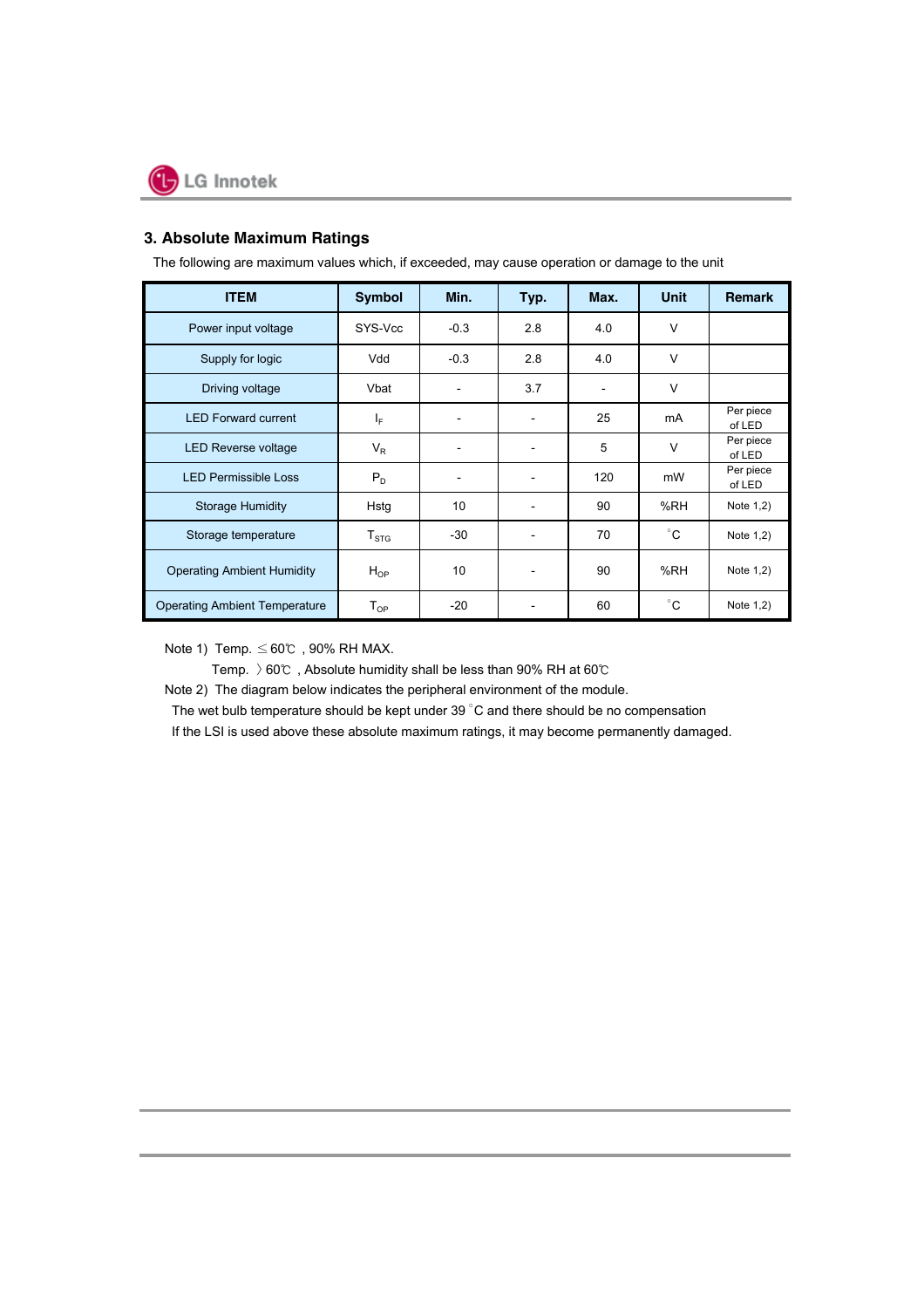## 3. Absolute Maximum Ratings

The following are maximum values which, if exceeded, may cause operation or damage to the unit

| ITEM | Symbol | Min. | Typ. | Max. | Unit | Remark |
|---|---|---|---|---|---|---|
| Power input voltage | SYS-Vcc | -0.3 | 2.8 | 4.0 | V | |
| Supply for logic | Vdd | -0.3 | 2.8 | 4.0 | V | |
| Driving voltage | Vbat | - | 3.7 | - | V | |
| LED Forward current | $I_F$ | - | - | 25 | mA | Per piece of LED |
| LED Reverse voltage | $V_R$ | - | - | 5 | V | Per piece of LED |
| LED Permissible Loss | $P_D$ | - | - | 120 | mW | Per piece of LED |
| Storage Humidity | Hstg | 10 | - | 90 | %RH | Note 1,2) |
| Storage temperature | $T_{STG}$ | -30 | - | 70 | °C | Note 1,2) |
| Operating Ambient Humidity | $H_{OP}$ | 10 | - | 90 | %RH | Note 1,2) |
| Operating Ambient Temperature | $T_{OP}$ | -20 | - | 60 | °C | Note 1,2) |

Note 1) Temp. ≤ 60℃ , 90% RH MAX.

Temp. 〉60℃ , Absolute humidity shall be less than 90% RH at 60℃

Note 2) The diagram below indicates the peripheral environment of the module.

The wet bulb temperature should be kept under 39 °C and there should be no compensation

If the LSI is used above these absolute maximum ratings, it may become permanently damaged.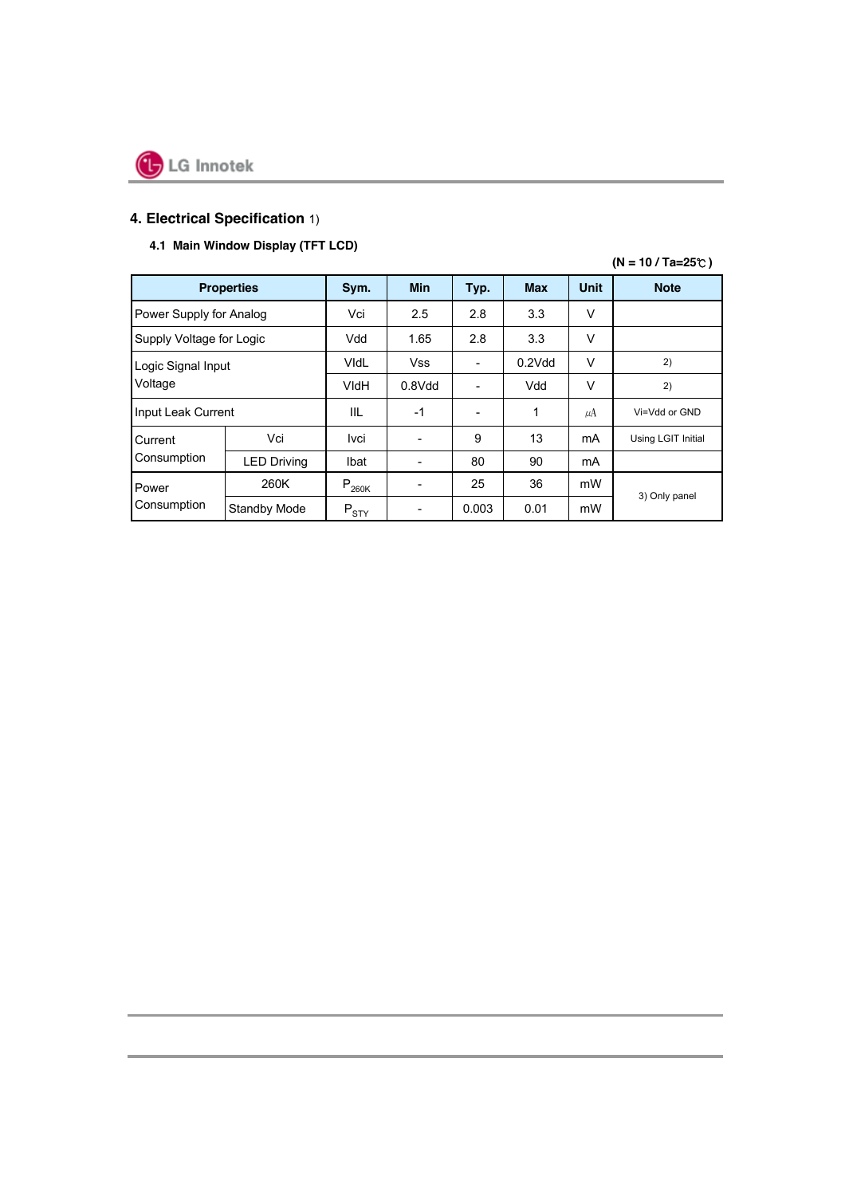## 4. Electrical Specification 1)

### 4.1 Main Window Display (TFT LCD)

(N = 10 / Ta=25℃ )

| Properties | | Sym. | Min | Typ. | Max | Unit | Note |
|---|---|---|---|---|---|---|---|
| Power Supply for Analog | | Vci | 2.5 | 2.8 | 3.3 | V | |
| Supply Voltage for Logic | | Vdd | 1.65 | 2.8 | 3.3 | V | |
| Logic Signal Input Voltage | | VIdL | Vss | - | 0.2Vdd | V | 2) |
| | | VIdH | 0.8Vdd | - | Vdd | V | 2) |
| Input Leak Current | | IIL | -1 | - | 1 | ㎂ | Vi=Vdd or GND |
| Current Consumption | Vci | Ivci | - | 9 | 13 | mA | Using LGIT Initial |
| | LED Driving | Ibat | - | 80 | 90 | mA | |
| Power Consumption | 260K | $P_{260K}$ | - | 25 | 36 | mW | 3) Only panel |
| | Standby Mode | $P_{STY}$ | - | 0.003 | 0.01 | mW | |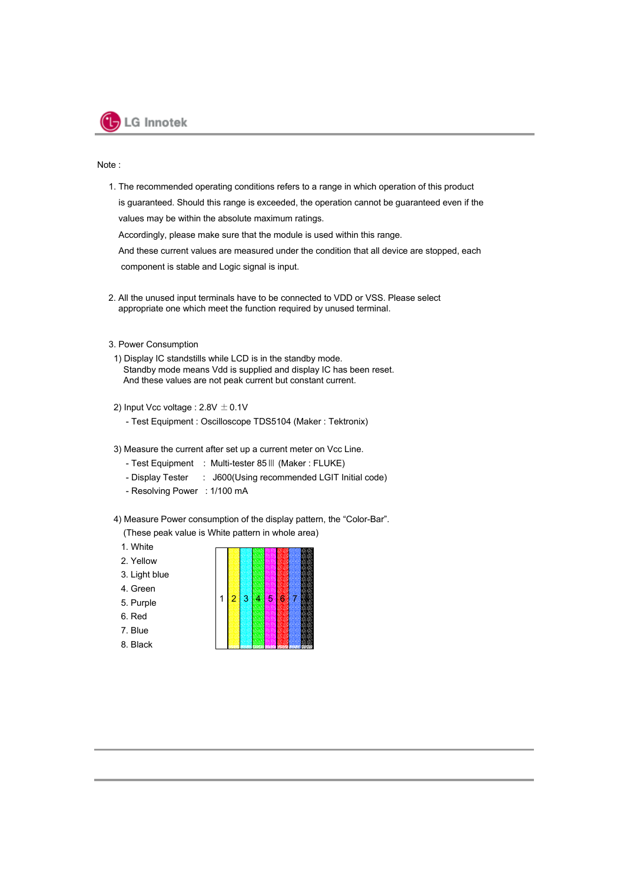Note :

1. The recommended operating conditions refers to a range in which operation of this product is guaranteed. Should this range is exceeded, the operation cannot be guaranteed even if the values may be within the absolute maximum ratings.
   Accordingly, please make sure that the module is used within this range.
   And these current values are measured under the condition that all device are stopped, each component is stable and Logic signal is input.

2. All the unused input terminals have to be connected to VDD or VSS. Please select appropriate one which meet the function required by unused terminal.

3. Power Consumption

   1) Display IC standstills while LCD is in the standby mode.
      Standby mode means Vdd is supplied and display IC has been reset.
      And these values are not peak current but constant current.

   2) Input Vcc voltage : 2.8V ±0.1V
      - Test Equipment : Oscilloscope TDS5104 (Maker : Tektronix)

   3) Measure the current after set up a current meter on Vcc Line.
      - Test Equipment : Multi-tester 85Ⅲ (Maker : FLUKE)
      - Display Tester : J600(Using recommended LGIT Initial code)
      - Resolving Power : 1/100 mA

   4) Measure Power consumption of the display pattern, the "Color-Bar".
      (These peak value is White pattern in whole area)
      1. White
      2. Yellow
      3. Light blue
      4. Green
      5. Purple
      6. Red
      7. Blue
      8. Black

| 1 | 2 | 3 | 4 | 5 | 6 | 7 | |
|---|---|---|---|---|---|---|---|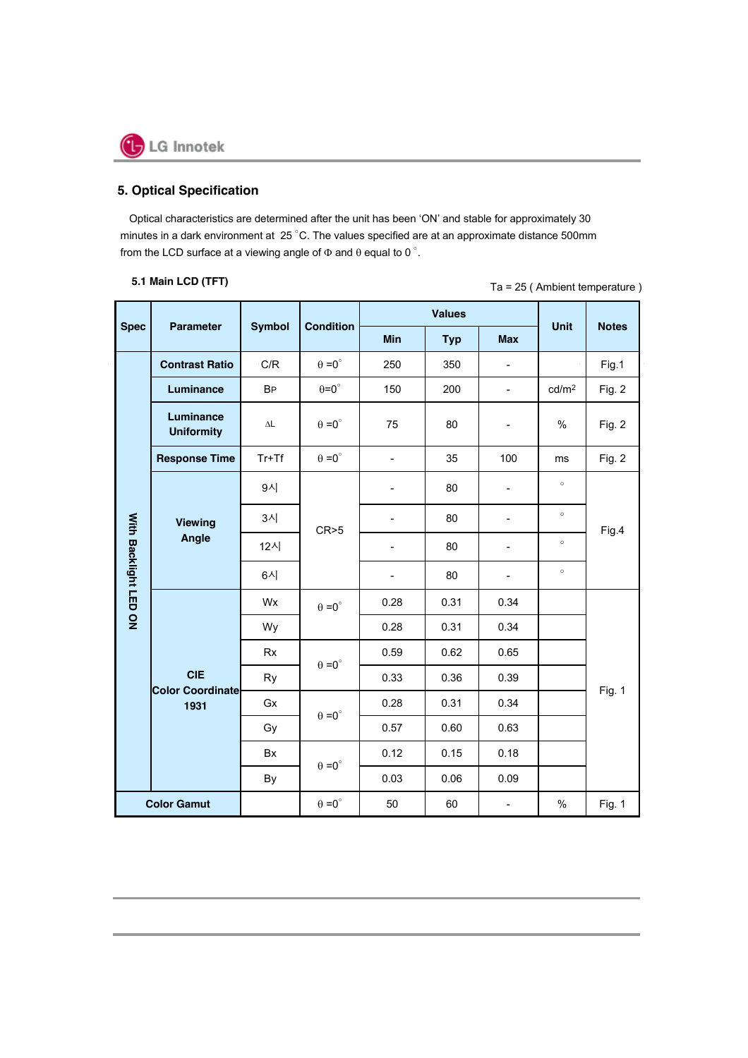## 5. Optical Specification

Optical characteristics are determined after the unit has been 'ON' and stable for approximately 30 minutes in a dark environment at 25 °C. The values specified are at an approximate distance 500mm from the LCD surface at a viewing angle of Φ and θ equal to 0 °.

### 5.1 Main LCD (TFT)

Ta = 25 ( Ambient temperature )

| Spec | Parameter | Symbol | Condition | Values | | | Unit | Notes |
|---|---|---|---|---|---|---|---|---|
| | | | | Min | Typ | Max | | |
| With Backlight LED ON | Contrast Ratio | C/R | θ =0° | 250 | 350 | - | | Fig.1 |
| | Luminance | BP | θ=0° | 150 | 200 | - | cd/m2 | Fig. 2 |
| | Luminance Uniformity | ΔL | θ =0° | 75 | 80 | - | % | Fig. 2 |
| | Response Time | Tr+Tf | θ =0° | - | 35 | 100 | ms | Fig. 2 |
| | Viewing Angle | 9시 | CR>5 | - | 80 | - | ° | Fig.4 |
| | | 3시 | | - | 80 | - | ° | |
| | | 12시 | | - | 80 | - | ° | |
| | | 6시 | | - | 80 | - | ° | |
| | CIE Color Coordinate 1931 | Wx | θ =0° | 0.28 | 0.31 | 0.34 | | Fig. 1 |
| | | Wy | | 0.28 | 0.31 | 0.34 | | |
| | | Rx | θ =0° | 0.59 | 0.62 | 0.65 | | |
| | | Ry | | 0.33 | 0.36 | 0.39 | | |
| | | Gx | θ =0° | 0.28 | 0.31 | 0.34 | | |
| | | Gy | | 0.57 | 0.60 | 0.63 | | |
| | | Bx | θ =0° | 0.12 | 0.15 | 0.18 | | |
| | | By | | 0.03 | 0.06 | 0.09 | | |
| Color Gamut | | | θ =0° | 50 | 60 | - | % | Fig. 1 |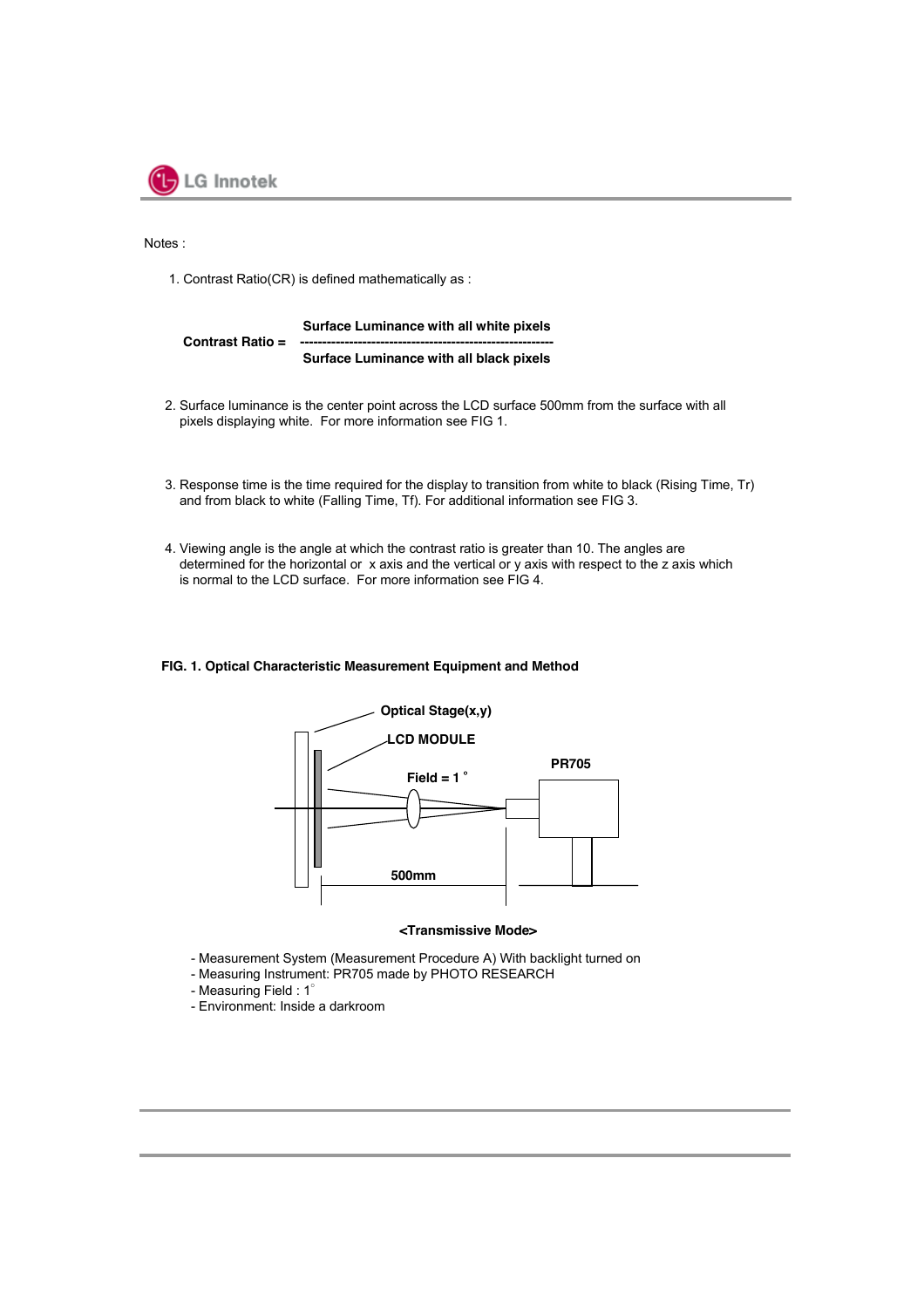Notes :

1. Contrast Ratio(CR) is defined mathematically as :

$$\text{Contrast Ratio} = \frac{\textbf{Surface Luminance with all white pixels}}{\textbf{Surface Luminance with all black pixels}}$$

2. Surface luminance is the center point across the LCD surface 500mm from the surface with all pixels displaying white. For more information see FIG 1.

3. Response time is the time required for the display to transition from white to black (Rising Time, Tr) and from black to white (Falling Time, Tf). For additional information see FIG 3.

4. Viewing angle is the angle at which the contrast ratio is greater than 10. The angles are determined for the horizontal or x axis and the vertical or y axis with respect to the z axis which is normal to the LCD surface. For more information see FIG 4.

**FIG. 1. Optical Characteristic Measurement Equipment and Method**

Optical Stage(x,y)

LCD MODULE

Field = 1 °

PR705

500mm

**<Transmissive Mode>**

- Measurement System (Measurement Procedure A) With backlight turned on
- Measuring Instrument: PR705 made by PHOTO RESEARCH
- Measuring Field : 1°
- Environment: Inside a darkroom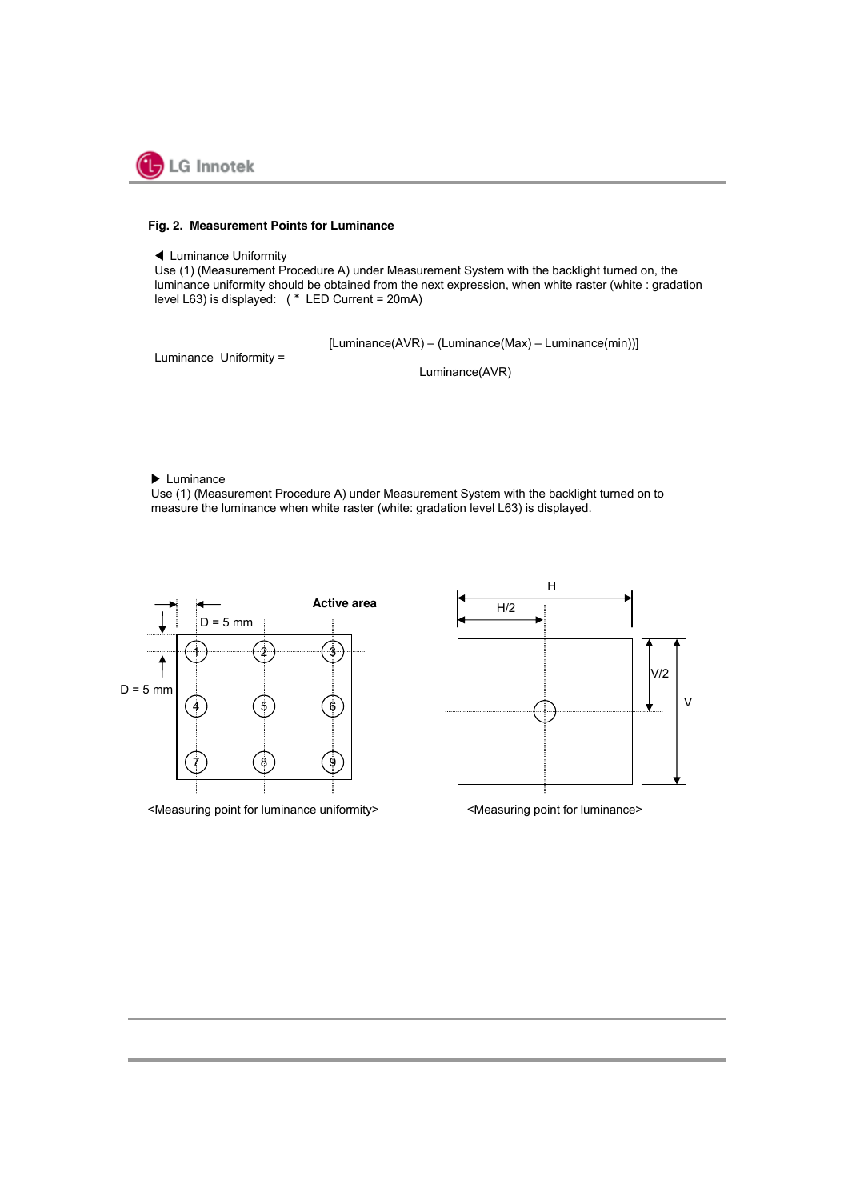**Fig. 2. Measurement Points for Luminance**

◀ Luminance Uniformity

Use (1) (Measurement Procedure A) under Measurement System with the backlight turned on, the luminance uniformity should be obtained from the next expression, when white raster (white : gradation level L63) is displayed: ( * LED Current = 20mA)

$$\text{Luminance Uniformity} = \frac{[\text{Luminance(AVR)} - (\text{Luminance(Max)} - \text{Luminance(min)})]}{\text{Luminance(AVR)}}$$

▶ Luminance

Use (1) (Measurement Procedure A) under Measurement System with the backlight turned on to measure the luminance when white raster (white: gradation level L63) is displayed.

D = 5 mm

Active area

D = 5 mm

1 2 3 4 5 6 7 8 9

<Measuring point for luminance uniformity>

H

H/2

V/2

V

<Measuring point for luminance>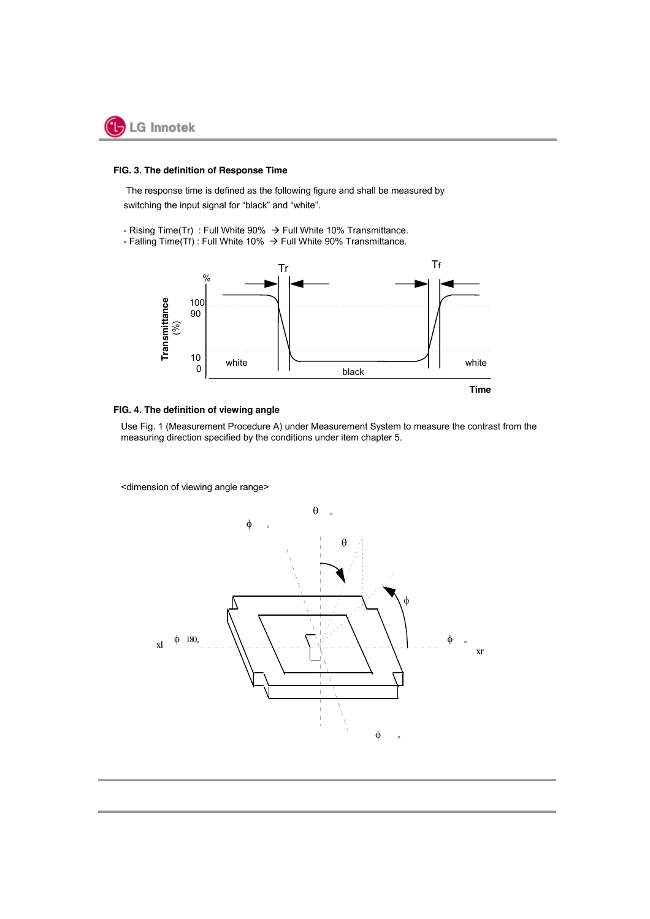**FIG. 3. The definition of Response Time**

The response time is defined as the following figure and shall be measured by switching the input signal for “black” and “white”.

- Rising Time(Tr) : Full White 90% → Full White 10% Transmittance.
- Falling Time(Tf) : Full White 10% → Full White 90% Transmittance.

**FIG. 4. The definition of viewing angle**

Use Fig. 1 (Measurement Procedure A) under Measurement System to measure the contrast from the measuring direction specified by the conditions under item chapter 5.

<dimension of viewing angle range>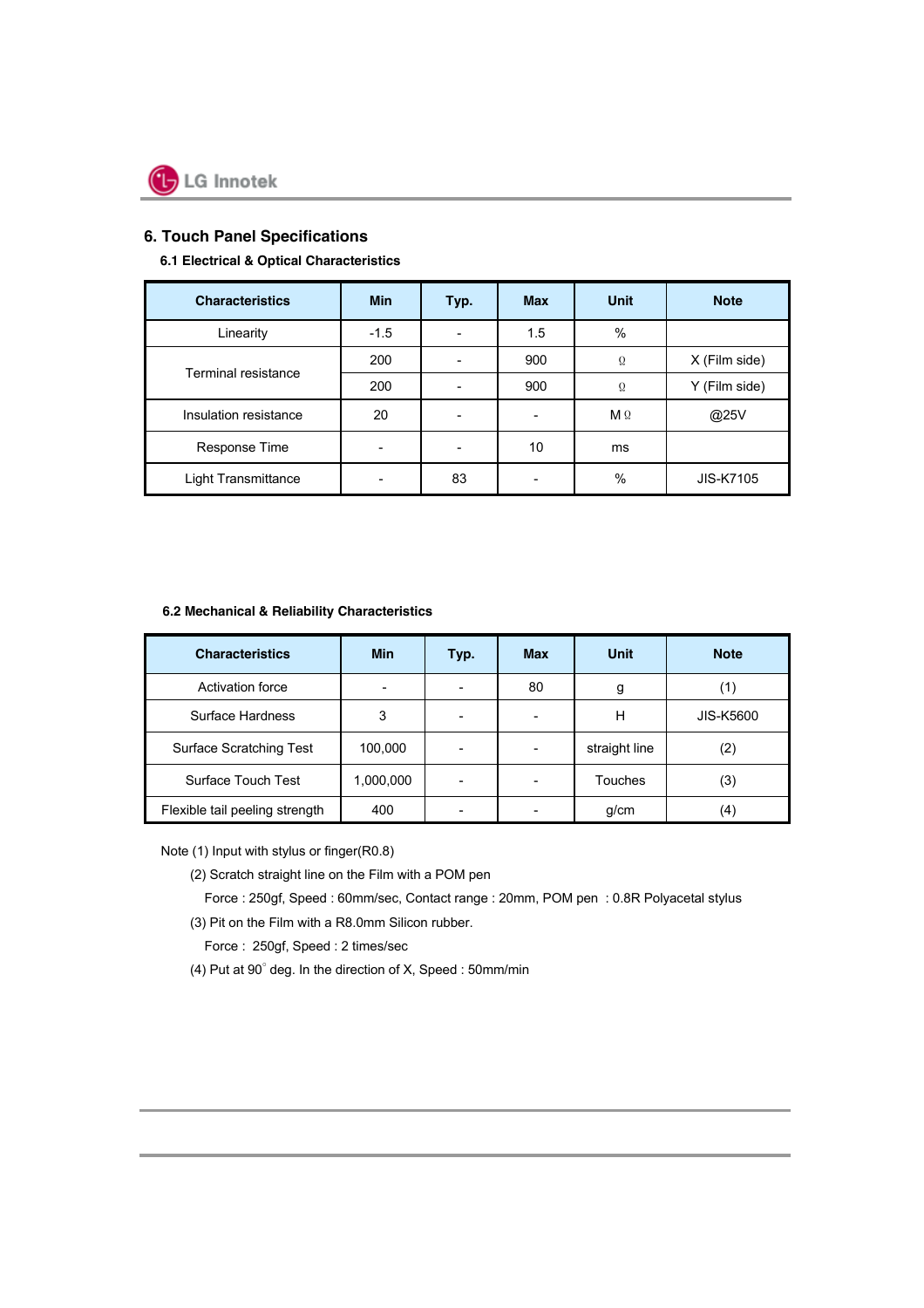## 6. Touch Panel Specifications

### 6.1 Electrical & Optical Characteristics

| Characteristics | Min | Typ. | Max | Unit | Note |
|---|---|---|---|---|---|
| Linearity | -1.5 | - | 1.5 | % | |
| Terminal resistance | 200 | - | 900 | Ω | X (Film side) |
| | 200 | - | 900 | Ω | Y (Film side) |
| Insulation resistance | 20 | - | - | MΩ | @25V |
| Response Time | - | - | 10 | ms | |
| Light Transmittance | - | 83 | - | % | JIS-K7105 |

### 6.2 Mechanical & Reliability Characteristics

| Characteristics | Min | Typ. | Max | Unit | Note |
|---|---|---|---|---|---|
| Activation force | - | - | 80 | g | (1) |
| Surface Hardness | 3 | - | - | H | JIS-K5600 |
| Surface Scratching Test | 100,000 | - | - | straight line | (2) |
| Surface Touch Test | 1,000,000 | - | - | Touches | (3) |
| Flexible tail peeling strength | 400 | - | - | g/cm | (4) |

Note (1) Input with stylus or finger(R0.8)

(2) Scratch straight line on the Film with a POM pen

Force : 250gf, Speed : 60mm/sec, Contact range : 20mm, POM pen : 0.8R Polyacetal stylus

(3) Pit on the Film with a R8.0mm Silicon rubber.

Force : 250gf, Speed : 2 times/sec

(4) Put at 90° deg. In the direction of X, Speed : 50mm/min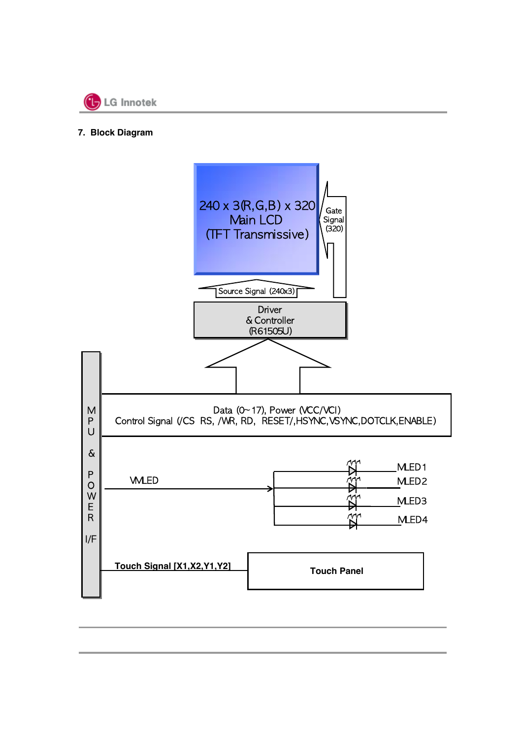## 7. Block Diagram

240 x 3(R,G,B) x 320
Main LCD
(TFT Transmissive)

Gate Signal (320)

Source Signal (240x3)

Driver
& Controller
(R61505U)

MPU & POWER I/F

Data (0~17), Power (VCC/VCI)
Control Signal (/CS RS, /WR, RD, RESET/,HSYNC,VSYNC,DOTCLK,ENABLE)

VMLED

MLED1
MLED2
MLED3
MLED4

**Touch Signal [X1,X2,Y1,Y2]**

**Touch Panel**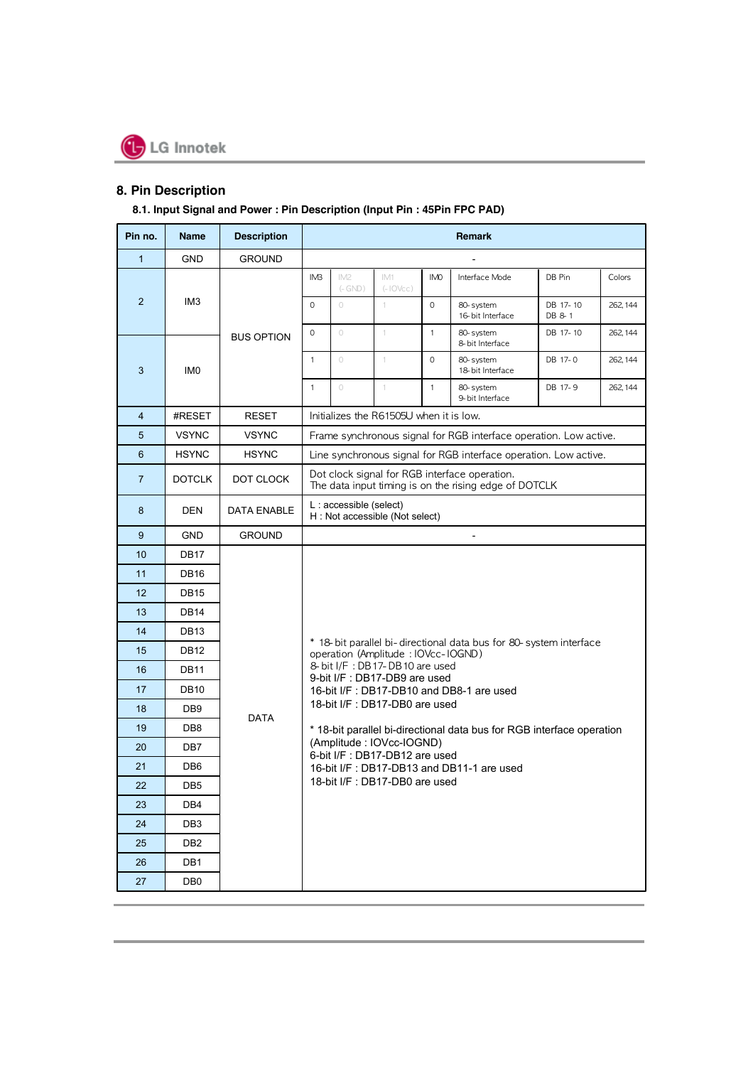## 8. Pin Description

### 8.1. Input Signal and Power : Pin Description (Input Pin : 45Pin FPC PAD)

| Pin no. | Name | Description | Remark | | | | | | |
|---|---|---|---|---|---|---|---|---|---|
| 1 | GND | GROUND | - | | | | | | |
| 2 | IM3 | BUS OPTION | IM3 | IM2 (-GND) | IM1 (-IOVcc) | IM0 | Interface Mode | DB Pin | Colors |
| | | | 0 | 0 | 1 | 0 | 80-system 16-bit Interface | DB 17-10 DB 8-1 | 262,144 |
| | | | 0 | 0 | 1 | 1 | 80-system 8-bit Interface | DB 17-10 | 262,144 |
| 3 | IM0 | | 1 | 0 | 1 | 0 | 80-system 18-bit Interface | DB 17-0 | 262,144 |
| | | | 1 | 0 | 1 | 1 | 80-system 9-bit Interface | DB 17-9 | 262,144 |
| 4 | #RESET | RESET | Initializes the R61505U when it is low. | | | | | | |
| 5 | VSYNC | VSYNC | Frame synchronous signal for RGB interface operation. Low active. | | | | | | |
| 6 | HSYNC | HSYNC | Line synchronous signal for RGB interface operation. Low active. | | | | | | |
| 7 | DOTCLK | DOT CLOCK | Dot clock signal for RGB interface operation.<br>The data input timing is on the rising edge of DOTCLK | | | | | | |
| 8 | DEN | DATA ENABLE | L : accessible (select)<br>H : Not accessible (Not select) | | | | | | |
| 9 | GND | GROUND | - | | | | | | |
| 10 | DB17 | DATA | * 18-bit parallel bi-directional data bus for 80-system interface operation (Amplitude : IOVcc-IOGND)<br>8-bit I/F : DB17-DB10 are used<br>9-bit I/F : DB17-DB9 are used<br>16-bit I/F : DB17-DB10 and DB8-1 are used<br>18-bit I/F : DB17-DB0 are used<br><br>* 18-bit parallel bi-directional data bus for RGB interface operation (Amplitude : IOVcc-IOGND)<br>6-bit I/F : DB17-DB12 are used<br>16-bit I/F : DB17-DB13 and DB11-1 are used<br>18-bit I/F : DB17-DB0 are used | | | | | | |
| 11 | DB16 | | | | | | | | |
| 12 | DB15 | | | | | | | | |
| 13 | DB14 | | | | | | | | |
| 14 | DB13 | | | | | | | | |
| 15 | DB12 | | | | | | | | |
| 16 | DB11 | | | | | | | | |
| 17 | DB10 | | | | | | | | |
| 18 | DB9 | | | | | | | | |
| 19 | DB8 | | | | | | | | |
| 20 | DB7 | | | | | | | | |
| 21 | DB6 | | | | | | | | |
| 22 | DB5 | | | | | | | | |
| 23 | DB4 | | | | | | | | |
| 24 | DB3 | | | | | | | | |
| 25 | DB2 | | | | | | | | |
| 26 | DB1 | | | | | | | | |
| 27 | DB0 | | | | | | | | |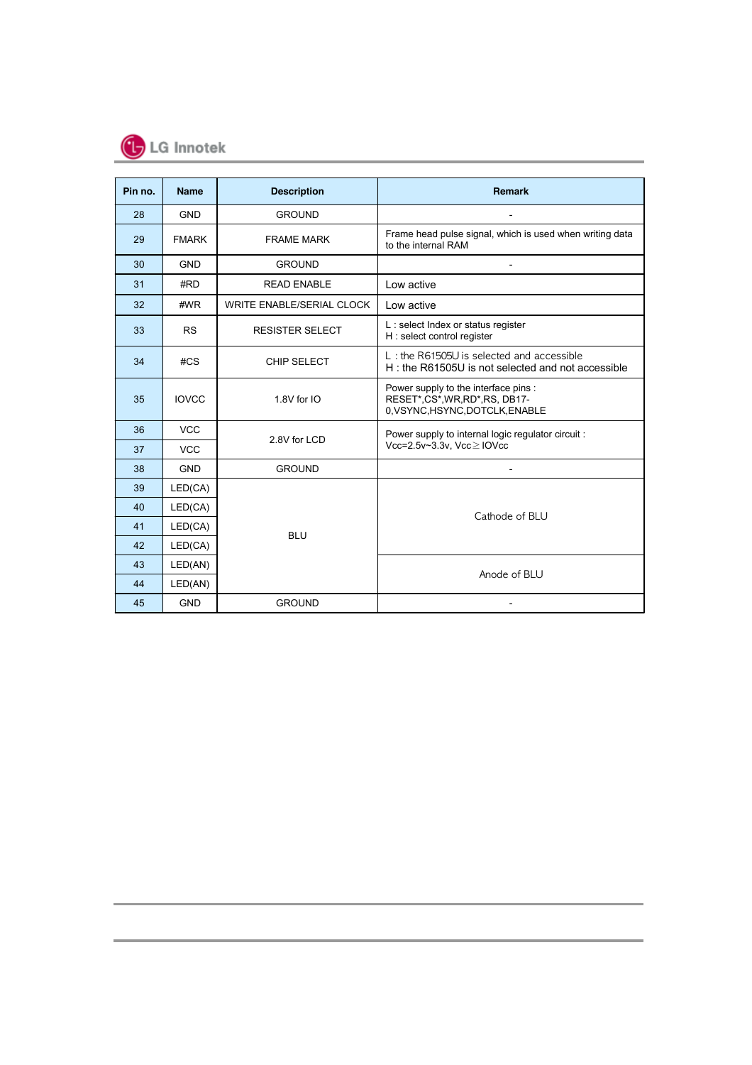| Pin no. | Name | Description | Remark |
| --- | --- | --- | --- |
| 28 | GND | GROUND | - |
| 29 | FMARK | FRAME MARK | Frame head pulse signal, which is used when writing data to the internal RAM |
| 30 | GND | GROUND | - |
| 31 | #RD | READ ENABLE | Low active |
| 32 | #WR | WRITE ENABLE/SERIAL CLOCK | Low active |
| 33 | RS | RESISTER SELECT | L : select Index or status register<br>H : select control register |
| 34 | #CS | CHIP SELECT | L : the R61505U is selected and accessible<br>H : the R61505U is not selected and not accessible |
| 35 | IOVCC | 1.8V for IO | Power supply to the interface pins : RESET*,CS*,WR,RD*,RS, DB17-0,VSYNC,HSYNC,DOTCLK,ENABLE |
| 36 | VCC | 2.8V for LCD | Power supply to internal logic regulator circuit : Vcc=2.5v~3.3v, Vcc≥IOVcc |
| 37 | VCC | | |
| 38 | GND | GROUND | - |
| 39 | LED(CA) | BLU | Cathode of BLU |
| 40 | LED(CA) | | |
| 41 | LED(CA) | | |
| 42 | LED(CA) | | |
| 43 | LED(AN) | | Anode of BLU |
| 44 | LED(AN) | | |
| 45 | GND | GROUND | - |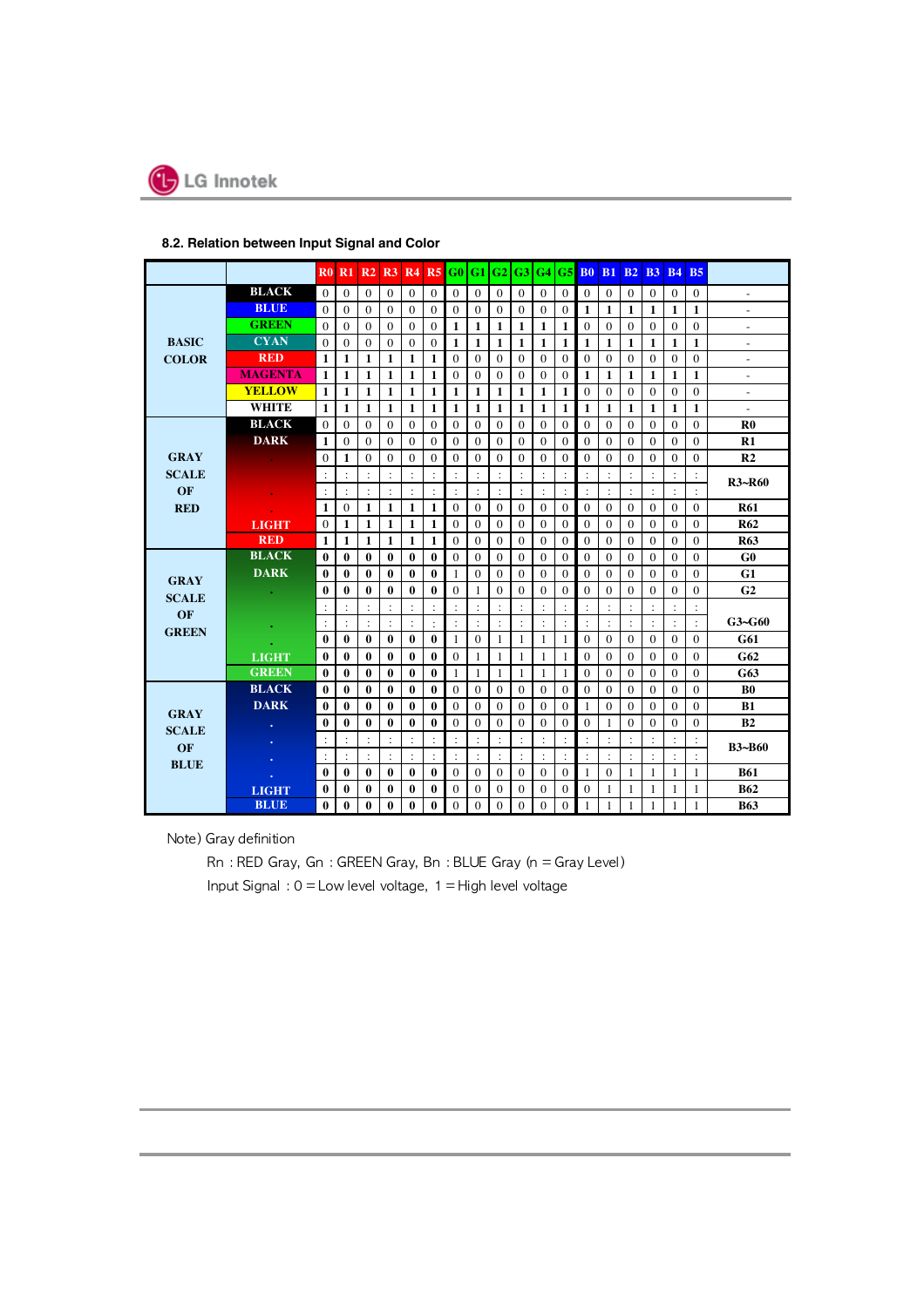### 8.2. Relation between Input Signal and Color

| | | R0 | R1 | R2 | R3 | R4 | R5 | G0 | G1 | G2 | G3 | G4 | G5 | B0 | B1 | B2 | B3 | B4 | B5 | |
|---|---|---|---|---|---|---|---|---|---|---|---|---|---|---|---|---|---|---|---|---|
| BASIC COLOR | BLACK | 0 | 0 | 0 | 0 | 0 | 0 | 0 | 0 | 0 | 0 | 0 | 0 | 0 | 0 | 0 | 0 | 0 | 0 | - |
| | BLUE | 0 | 0 | 0 | 0 | 0 | 0 | 0 | 0 | 0 | 0 | 0 | 0 | 1 | 1 | 1 | 1 | 1 | 1 | - |
| | GREEN | 0 | 0 | 0 | 0 | 0 | 0 | 1 | 1 | 1 | 1 | 1 | 1 | 0 | 0 | 0 | 0 | 0 | 0 | - |
| | CYAN | 0 | 0 | 0 | 0 | 0 | 0 | 1 | 1 | 1 | 1 | 1 | 1 | 1 | 1 | 1 | 1 | 1 | 1 | - |
| | RED | 1 | 1 | 1 | 1 | 1 | 1 | 0 | 0 | 0 | 0 | 0 | 0 | 0 | 0 | 0 | 0 | 0 | 0 | - |
| | MAGENTA | 1 | 1 | 1 | 1 | 1 | 1 | 0 | 0 | 0 | 0 | 0 | 0 | 1 | 1 | 1 | 1 | 1 | 1 | - |
| | YELLOW | 1 | 1 | 1 | 1 | 1 | 1 | 1 | 1 | 1 | 1 | 1 | 1 | 0 | 0 | 0 | 0 | 0 | 0 | - |
| | WHITE | 1 | 1 | 1 | 1 | 1 | 1 | 1 | 1 | 1 | 1 | 1 | 1 | 1 | 1 | 1 | 1 | 1 | 1 | - |
| GRAY SCALE OF RED | BLACK | 0 | 0 | 0 | 0 | 0 | 0 | 0 | 0 | 0 | 0 | 0 | 0 | 0 | 0 | 0 | 0 | 0 | 0 | R0 |
| | DARK | 1 | 0 | 0 | 0 | 0 | 0 | 0 | 0 | 0 | 0 | 0 | 0 | 0 | 0 | 0 | 0 | 0 | 0 | R1 |
| | . | 0 | 1 | 0 | 0 | 0 | 0 | 0 | 0 | 0 | 0 | 0 | 0 | 0 | 0 | 0 | 0 | 0 | 0 | R2 |
| | | : | : | : | : | : | : | : | : | : | : | : | : | : | : | : | : | : | : | R3~R60 |
| | . | : | : | : | : | : | : | : | : | : | : | : | : | : | : | : | : | : | : | |
| | . | 1 | 0 | 1 | 1 | 1 | 1 | 0 | 0 | 0 | 0 | 0 | 0 | 0 | 0 | 0 | 0 | 0 | 0 | R61 |
| | LIGHT | 0 | 1 | 1 | 1 | 1 | 1 | 0 | 0 | 0 | 0 | 0 | 0 | 0 | 0 | 0 | 0 | 0 | 0 | R62 |
| | RED | 1 | 1 | 1 | 1 | 1 | 1 | 0 | 0 | 0 | 0 | 0 | 0 | 0 | 0 | 0 | 0 | 0 | 0 | R63 |
| GRAY SCALE OF GREEN | BLACK | 0 | 0 | 0 | 0 | 0 | 0 | 0 | 0 | 0 | 0 | 0 | 0 | 0 | 0 | 0 | 0 | 0 | 0 | G0 |
| | DARK | 0 | 0 | 0 | 0 | 0 | 0 | 1 | 0 | 0 | 0 | 0 | 0 | 0 | 0 | 0 | 0 | 0 | 0 | G1 |
| | . | 0 | 0 | 0 | 0 | 0 | 0 | 0 | 1 | 0 | 0 | 0 | 0 | 0 | 0 | 0 | 0 | 0 | 0 | G2 |
| | | : | : | : | : | : | : | : | : | : | : | : | : | : | : | : | : | : | : | G3~G60 |
| | . | : | : | : | : | : | : | : | : | : | : | : | : | : | : | : | : | : | : | |
| | . | 0 | 0 | 0 | 0 | 0 | 0 | 1 | 0 | 1 | 1 | 1 | 1 | 0 | 0 | 0 | 0 | 0 | 0 | G61 |
| | LIGHT | 0 | 0 | 0 | 0 | 0 | 0 | 0 | 1 | 1 | 1 | 1 | 1 | 0 | 0 | 0 | 0 | 0 | 0 | G62 |
| | GREEN | 0 | 0 | 0 | 0 | 0 | 0 | 1 | 1 | 1 | 1 | 1 | 1 | 0 | 0 | 0 | 0 | 0 | 0 | G63 |
| GRAY SCALE OF BLUE | BLACK | 0 | 0 | 0 | 0 | 0 | 0 | 0 | 0 | 0 | 0 | 0 | 0 | 0 | 0 | 0 | 0 | 0 | 0 | B0 |
| | DARK | 0 | 0 | 0 | 0 | 0 | 0 | 0 | 0 | 0 | 0 | 0 | 0 | 1 | 0 | 0 | 0 | 0 | 0 | B1 |
| | . | 0 | 0 | 0 | 0 | 0 | 0 | 0 | 0 | 0 | 0 | 0 | 0 | 0 | 1 | 0 | 0 | 0 | 0 | B2 |
| | . | : | : | : | : | : | : | : | : | : | : | : | : | : | : | : | : | : | : | B3~B60 |
| | . | : | : | : | : | : | : | : | : | : | : | : | : | : | : | : | : | : | : | |
| | . | 0 | 0 | 0 | 0 | 0 | 0 | 0 | 0 | 0 | 0 | 0 | 0 | 1 | 0 | 1 | 1 | 1 | 1 | B61 |
| | LIGHT | 0 | 0 | 0 | 0 | 0 | 0 | 0 | 0 | 0 | 0 | 0 | 0 | 0 | 1 | 1 | 1 | 1 | 1 | B62 |
| | BLUE | 0 | 0 | 0 | 0 | 0 | 0 | 0 | 0 | 0 | 0 | 0 | 0 | 1 | 1 | 1 | 1 | 1 | 1 | B63 |

Note) Gray definition

Rn : RED Gray, Gn : GREEN Gray, Bn : BLUE Gray (n = Gray Level)

Input Signal : 0 = Low level voltage, 1 = High level voltage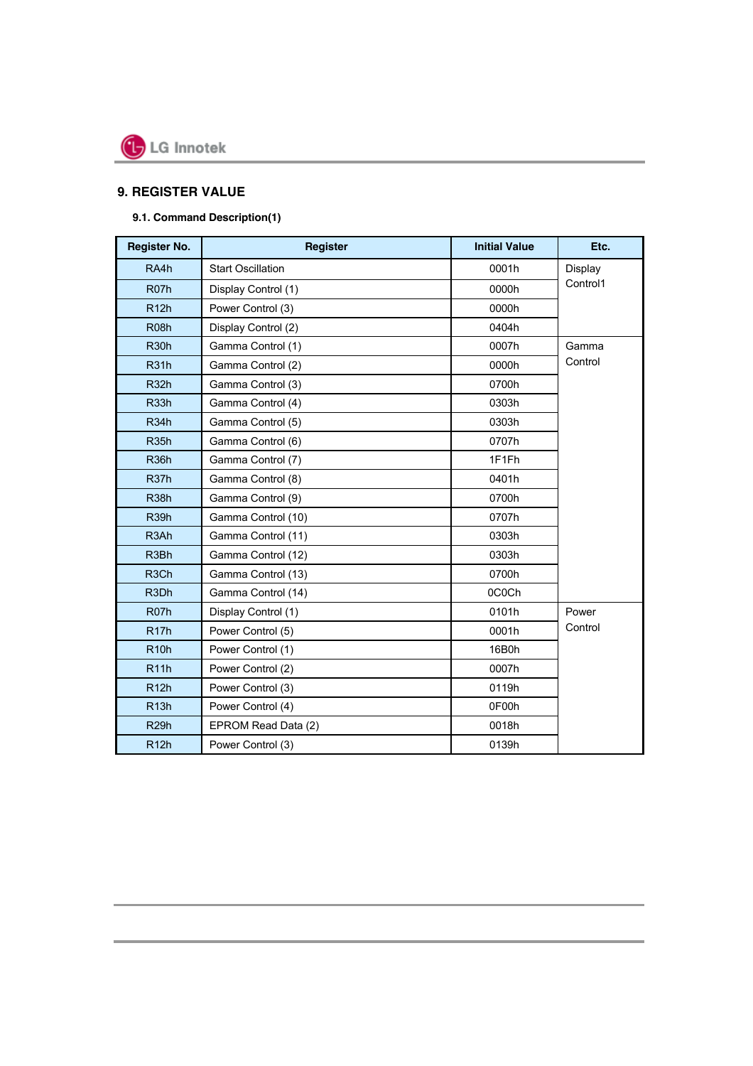## 9. REGISTER VALUE

### 9.1. Command Description(1)

| Register No. | Register | Initial Value | Etc. |
|---|---|---|---|
| RA4h | Start Oscillation | 0001h | Display Control1 |
| R07h | Display Control (1) | 0000h | |
| R12h | Power Control (3) | 0000h | |
| R08h | Display Control (2) | 0404h | |
| R30h | Gamma Control (1) | 0007h | Gamma Control |
| R31h | Gamma Control (2) | 0000h | |
| R32h | Gamma Control (3) | 0700h | |
| R33h | Gamma Control (4) | 0303h | |
| R34h | Gamma Control (5) | 0303h | |
| R35h | Gamma Control (6) | 0707h | |
| R36h | Gamma Control (7) | 1F1Fh | |
| R37h | Gamma Control (8) | 0401h | |
| R38h | Gamma Control (9) | 0700h | |
| R39h | Gamma Control (10) | 0707h | |
| R3Ah | Gamma Control (11) | 0303h | |
| R3Bh | Gamma Control (12) | 0303h | |
| R3Ch | Gamma Control (13) | 0700h | |
| R3Dh | Gamma Control (14) | 0C0Ch | |
| R07h | Display Control (1) | 0101h | Power Control |
| R17h | Power Control (5) | 0001h | |
| R10h | Power Control (1) | 16B0h | |
| R11h | Power Control (2) | 0007h | |
| R12h | Power Control (3) | 0119h | |
| R13h | Power Control (4) | 0F00h | |
| R29h | EPROM Read Data (2) | 0018h | |
| R12h | Power Control (3) | 0139h | |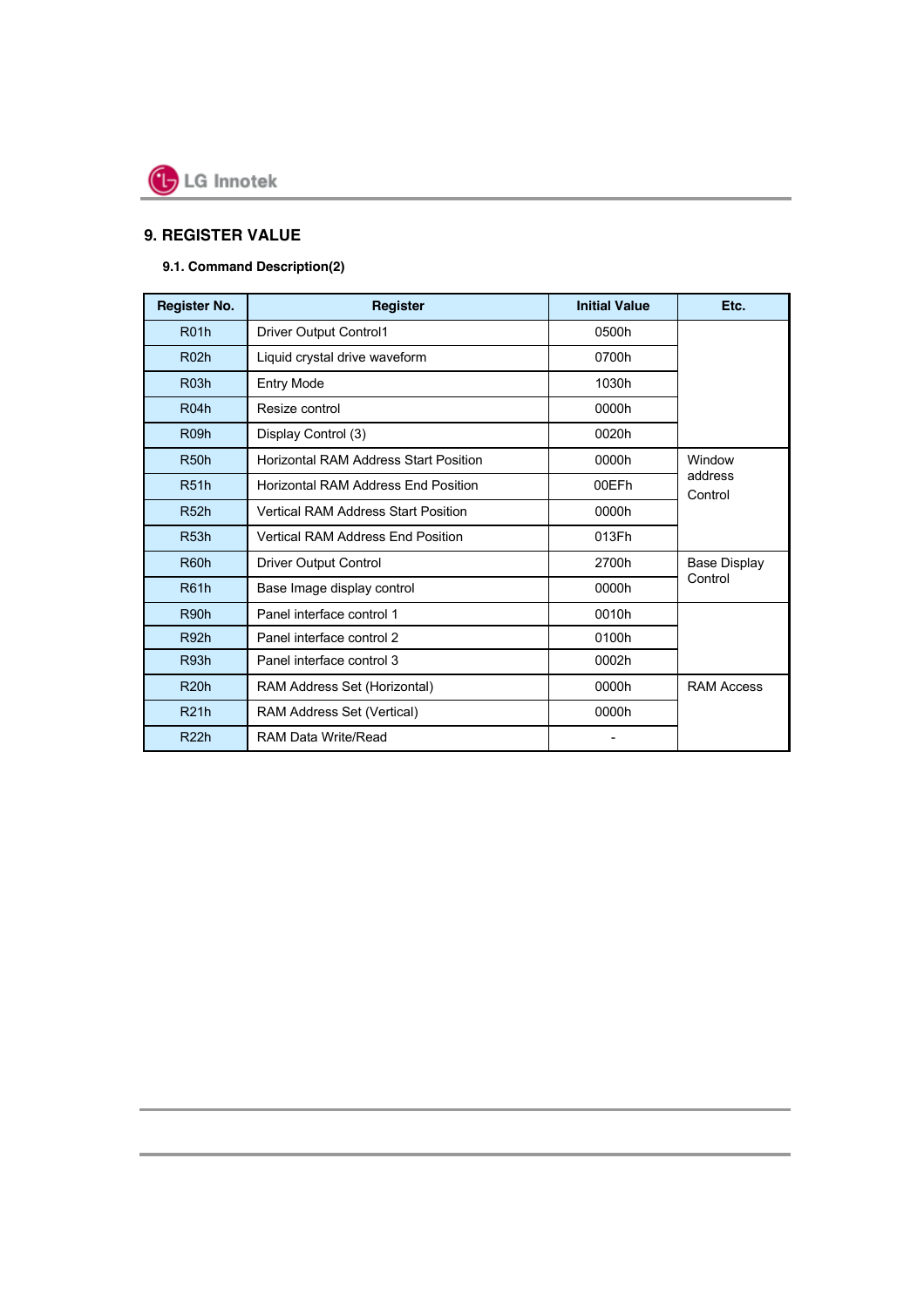## 9. REGISTER VALUE

### 9.1. Command Description(2)

| Register No. | Register | Initial Value | Etc. |
|---|---|---|---|
| R01h | Driver Output Control1 | 0500h | |
| R02h | Liquid crystal drive waveform | 0700h | |
| R03h | Entry Mode | 1030h | |
| R04h | Resize control | 0000h | |
| R09h | Display Control (3) | 0020h | |
| R50h | Horizontal RAM Address Start Position | 0000h | Window address Control |
| R51h | Horizontal RAM Address End Position | 00EFh | |
| R52h | Vertical RAM Address Start Position | 0000h | |
| R53h | Vertical RAM Address End Position | 013Fh | |
| R60h | Driver Output Control | 2700h | Base Display Control |
| R61h | Base Image display control | 0000h | |
| R90h | Panel interface control 1 | 0010h | |
| R92h | Panel interface control 2 | 0100h | |
| R93h | Panel interface control 3 | 0002h | |
| R20h | RAM Address Set (Horizontal) | 0000h | RAM Access |
| R21h | RAM Address Set (Vertical) | 0000h | |
| R22h | RAM Data Write/Read | - | |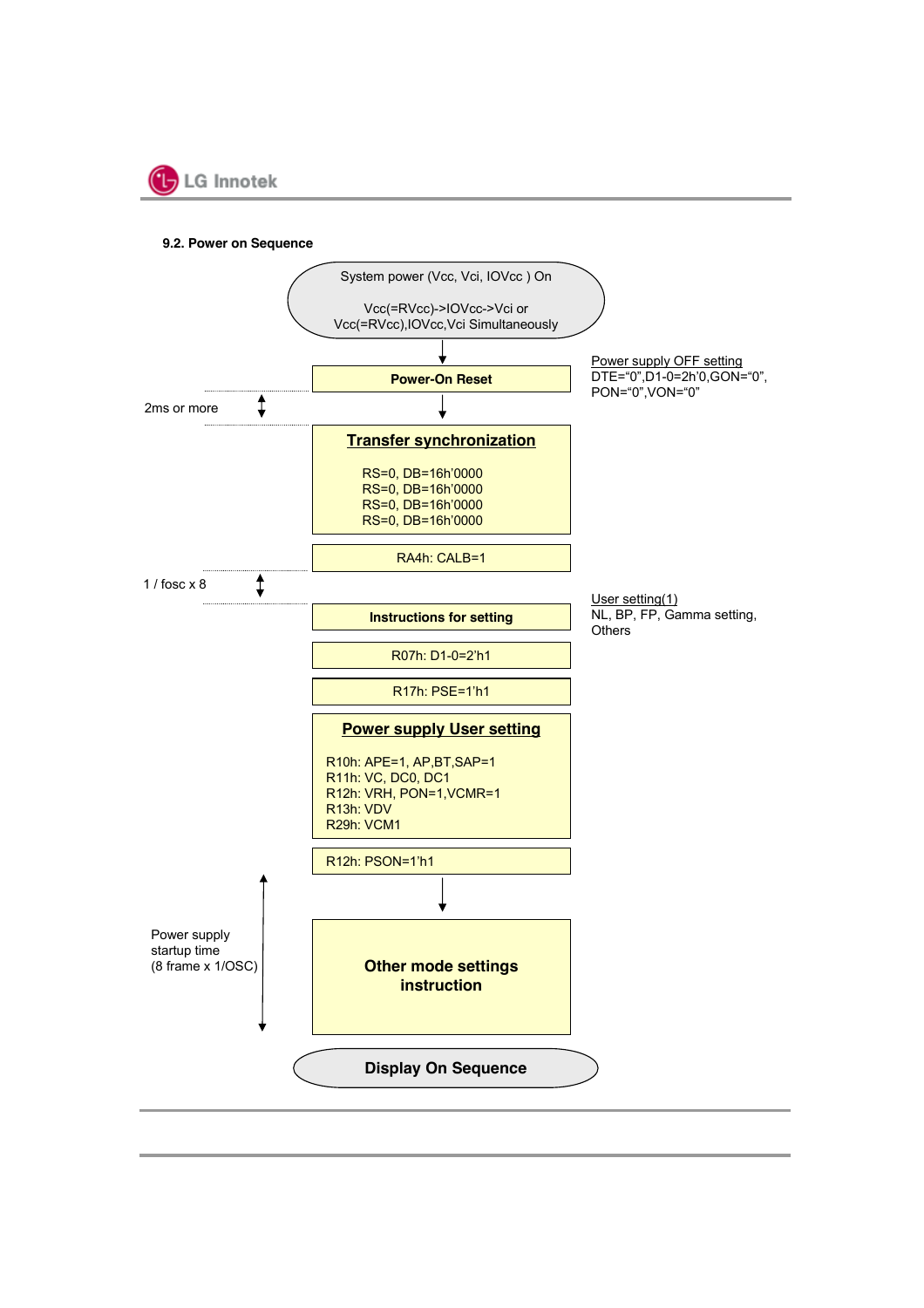### 9.2. Power on Sequence

System power (Vcc, Vci, IOVcc ) On

Vcc(=RVcc)->IOVcc->Vci or
Vcc(=RVcc),IOVcc,Vci Simultaneously

↓

**Power-On Reset**

Power supply OFF setting
DTE="0",D1-0=2h'0,GON="0",
PON="0",VON="0"

2ms or more

↓

**Transfer synchronization**

RS=0, DB=16h'0000
RS=0, DB=16h'0000
RS=0, DB=16h'0000
RS=0, DB=16h'0000

RA4h: CALB=1

1 / fosc x 8

**Instructions for setting**

User setting(1)
NL, BP, FP, Gamma setting,
Others

R07h: D1-0=2'h1

R17h: PSE=1'h1

**Power supply User setting**

R10h: APE=1, AP,BT,SAP=1
R11h: VC, DC0, DC1
R12h: VRH, PON=1,VCMR=1
R13h: VDV
R29h: VCM1

R12h: PSON=1'h1

↓

Power supply
startup time
(8 frame x 1/OSC)

**Other mode settings instruction**

**Display On Sequence**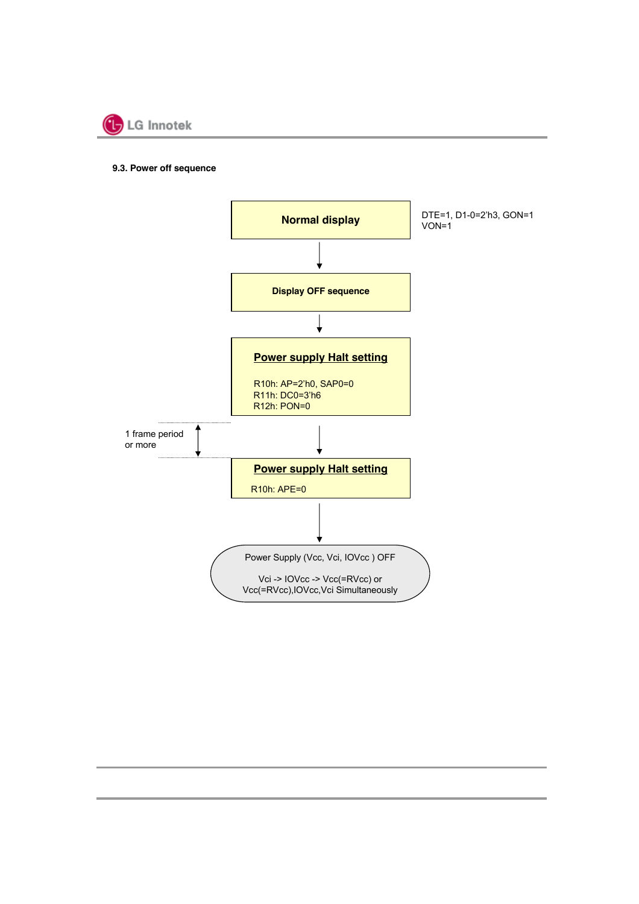### 9.3. Power off sequence

**Normal display**

DTE=1, D1-0=2'h3, GON=1
VON=1

↓

**Display OFF sequence**

↓

**Power supply Halt setting**

R10h: AP=2'h0, SAP0=0
R11h: DC0=3'h6
R12h: PON=0

↓ (1 frame period or more)

**Power supply Halt setting**

R10h: APE=0

↓

Power Supply (Vcc, Vci, IOVcc ) OFF

Vci -> IOVcc -> Vcc(=RVcc) or
Vcc(=RVcc),IOVcc,Vci Simultaneously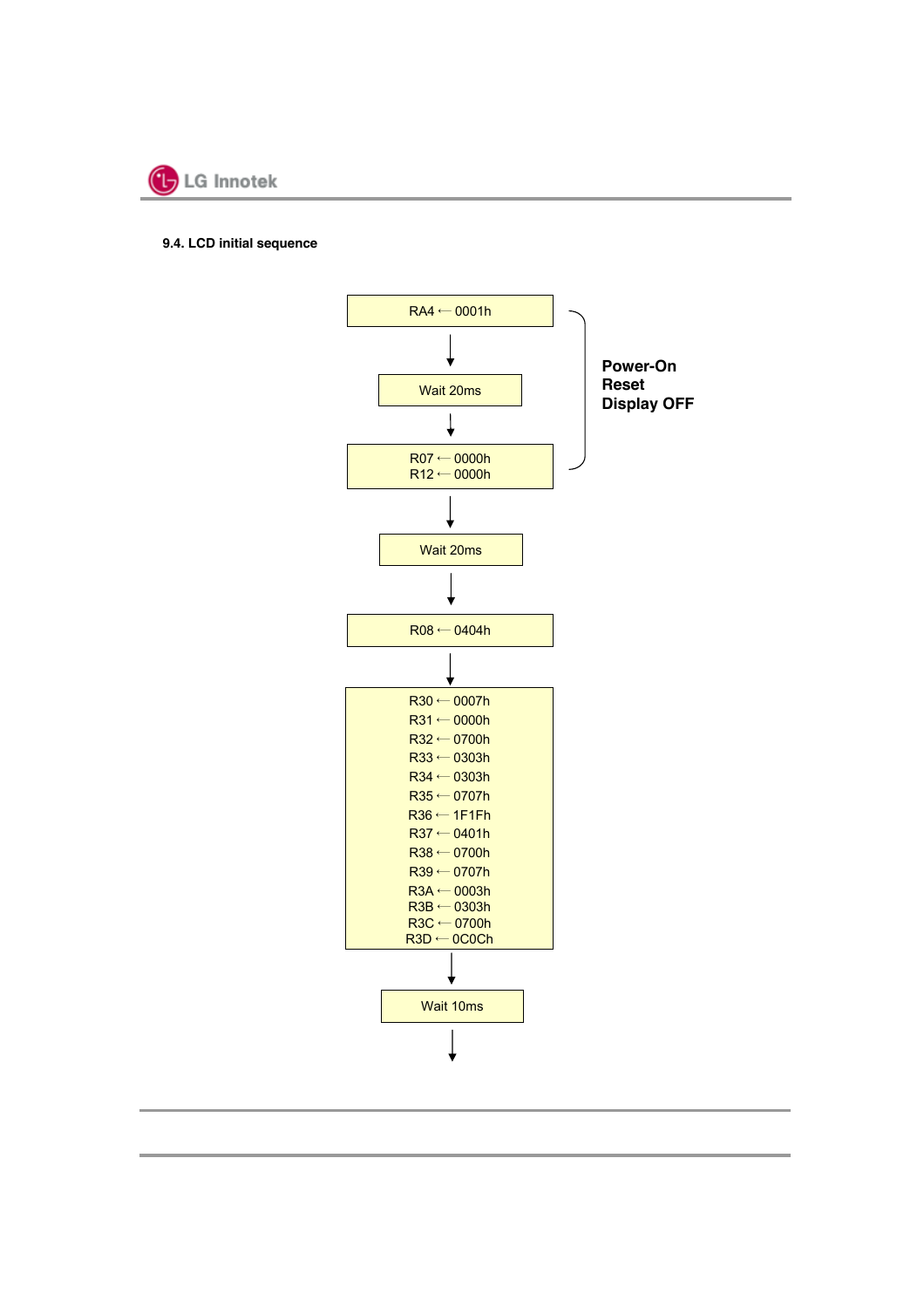### 9.4. LCD initial sequence

RA4 ← 0001h

↓

Wait 20ms

↓

R07 ← 0000h
R12 ← 0000h

(Power-On Reset Display OFF)

↓

Wait 20ms

↓

R08 ← 0404h

↓

R30 ← 0007h
R31 ← 0000h
R32 ← 0700h
R33 ← 0303h
R34 ← 0303h
R35 ← 0707h
R36 ← 1F1Fh
R37 ← 0401h
R38 ← 0700h
R39 ← 0707h
R3A ← 0003h
R3B ← 0303h
R3C ← 0700h
R3D ← 0C0Ch

↓

Wait 10ms

↓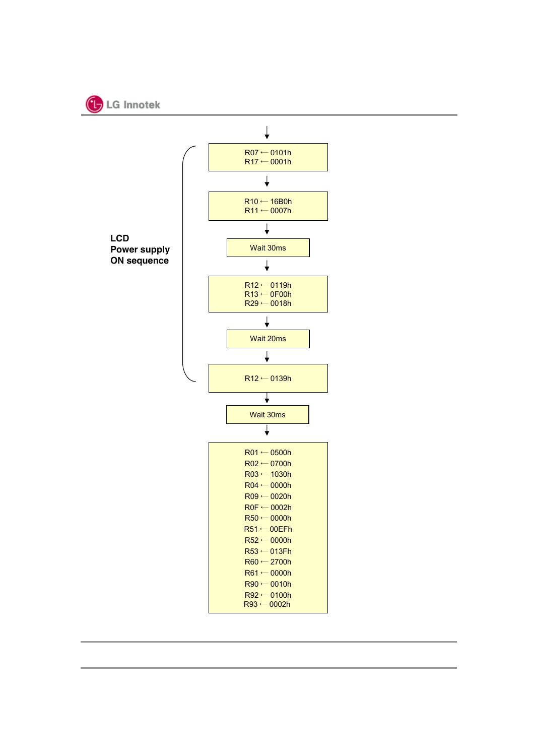**LCD Power supply ON sequence**

↓

R07 ← 0101h
R17 ← 0001h

↓

R10 ← 16B0h
R11 ← 0007h

↓

Wait 30ms

↓

R12 ← 0119h
R13 ← 0F00h
R29 ← 0018h

↓

Wait 20ms

↓

R12 ← 0139h

↓

Wait 30ms

↓

R01 ← 0500h
R02 ← 0700h
R03 ← 1030h
R04 ← 0000h
R09 ← 0020h
R0F ← 0002h
R50 ← 0000h
R51 ← 00EFh
R52 ← 0000h
R53 ← 013Fh
R60 ← 2700h
R61 ← 0000h
R90 ← 0010h
R92 ← 0100h
R93 ← 0002h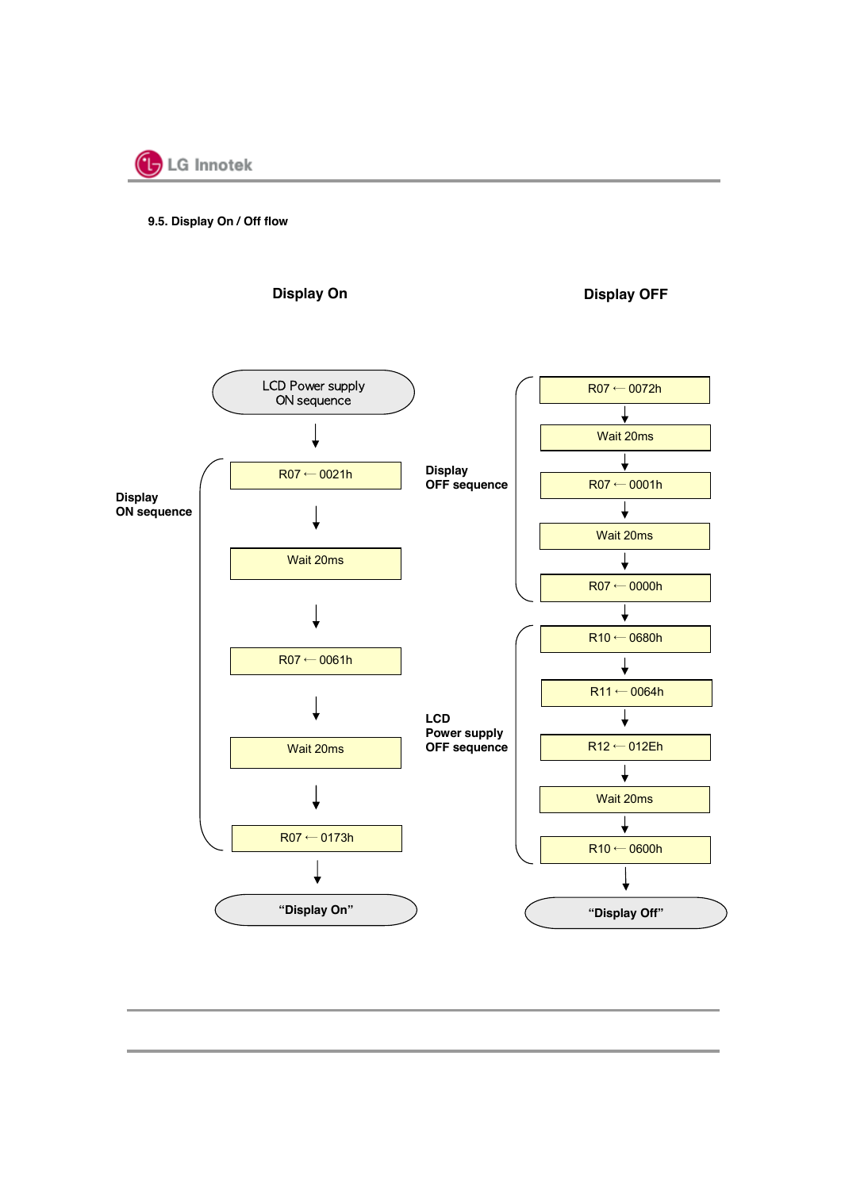### 9.5. Display On / Off flow

**Display On**

LCD Power supply ON sequence

↓

**Display ON sequence**

- R07 ← 0021h
- ↓
- Wait 20ms
- ↓
- R07 ← 0061h
- ↓
- Wait 20ms
- ↓
- R07 ← 0173h

↓

**"Display On"**

**Display OFF**

**Display OFF sequence**

- R07 ← 0072h
- ↓
- Wait 20ms
- ↓
- R07 ← 0001h
- ↓
- Wait 20ms
- ↓
- R07 ← 0000h

↓

**LCD Power supply OFF sequence**

- R10 ← 0680h
- ↓
- R11 ← 0064h
- ↓
- R12 ← 012Eh
- ↓
- Wait 20ms
- ↓
- R10 ← 0600h

↓

**"Display Off"**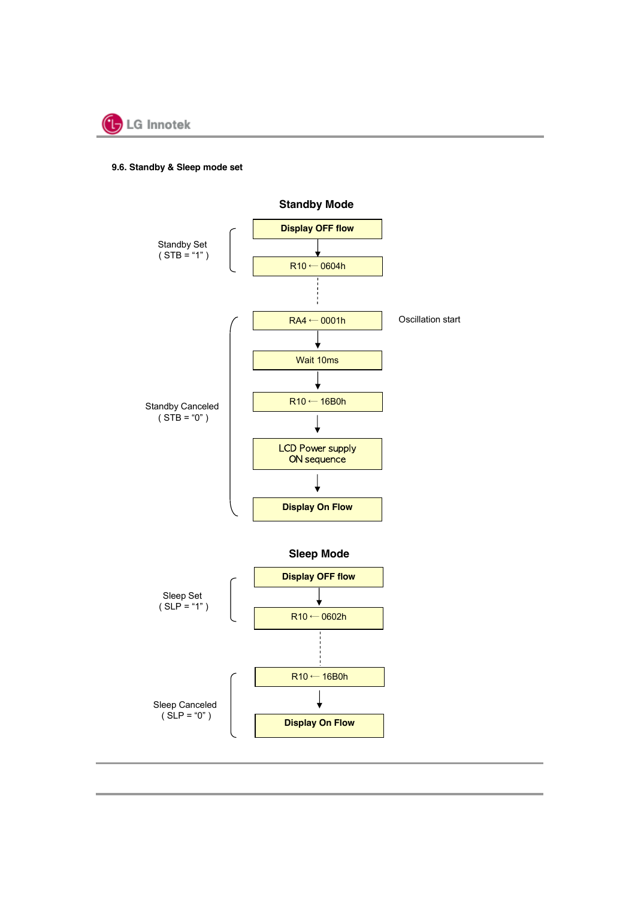### 9.6. Standby & Sleep mode set

**Standby Mode**

Standby Set ( STB = "1" )

- **Display OFF flow**
- ↓
- R10 ← 0604h

Standby Canceled ( STB = "0" )

- RA4 ← 0001h — Oscillation start
- ↓
- Wait 10ms
- ↓
- R10 ← 16B0h
- ↓
- LCD Power supply ON sequence
- ↓
- **Display On Flow**

**Sleep Mode**

Sleep Set ( SLP = "1" )

- **Display OFF flow**
- ↓
- R10 ← 0602h

Sleep Canceled ( SLP = "0" )

- R10 ← 16B0h
- ↓
- **Display On Flow**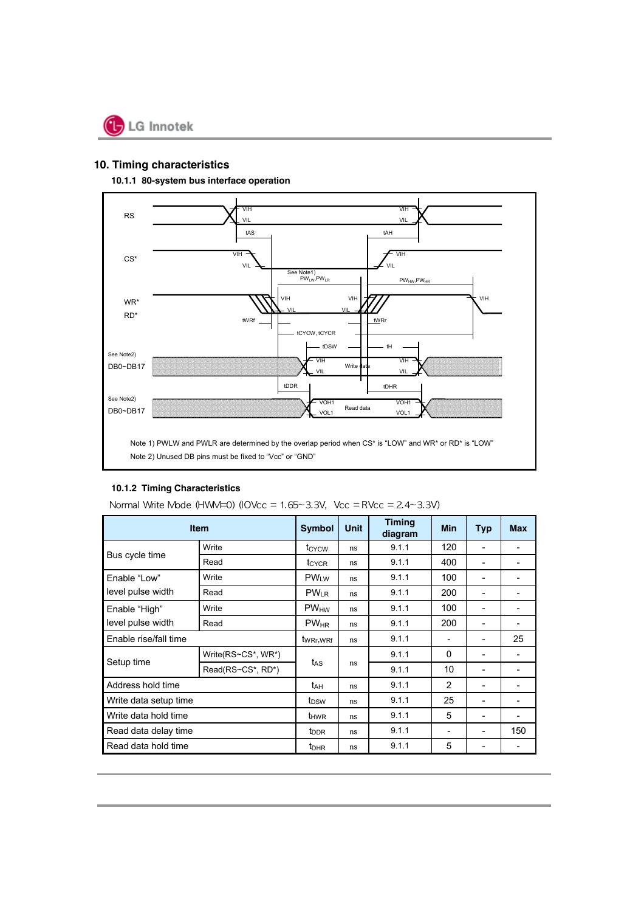## 10. Timing characteristics

### 10.1.1 80-system bus interface operation

RS

CS*

WR*
RD*

See Note2)
DB0~DB17

See Note2)
DB0~DB17

tAS, tAH, See Note1) $PW_{LW}$,$PW_{LR}$, $PW_{HW}$,$PW_{HR}$, tWRf, tWRr, tCYCW, tCYCR, tDSW, tH, Write data, tDDR, tDHR, Read data, VIH, VIL, VOH1, VOL1

Note 1) PWLW and PWLR are determined by the overlap period when CS* is "LOW" and WR* or RD* is "LOW"

Note 2) Unused DB pins must be fixed to "Vcc" or "GND"

### 10.1.2 Timing Characteristics

Normal Write Mode (HWM=0) (IOVcc = 1.65~3.3V, Vcc = RVcc = 2.4~3.3V)

| Item | | Symbol | Unit | Timing diagram | Min | Typ | Max |
|---|---|---|---|---|---|---|---|
| Bus cycle time | Write | $t_{CYCW}$ | ns | 9.1.1 | 120 | - | - |
| | Read | $t_{CYCR}$ | ns | 9.1.1 | 400 | - | - |
| Enable "Low" level pulse width | Write | $PW_{LW}$ | ns | 9.1.1 | 100 | - | - |
| | Read | $PW_{LR}$ | ns | 9.1.1 | 200 | - | - |
| Enable "High" level pulse width | Write | $PW_{HW}$ | ns | 9.1.1 | 100 | - | - |
| | Read | $PW_{HR}$ | ns | 9.1.1 | 200 | - | - |
| Enable rise/fall time | | $t_{WRr,WRf}$ | ns | 9.1.1 | - | - | 25 |
| Setup time | Write(RS~CS*, WR*) | $t_{AS}$ | ns | 9.1.1 | 0 | - | - |
| | Read(RS~CS*, RD*) | | | 9.1.1 | 10 | - | - |
| Address hold time | | $t_{AH}$ | ns | 9.1.1 | 2 | - | - |
| Write data setup time | | $t_{DSW}$ | ns | 9.1.1 | 25 | - | - |
| Write data hold time | | $t_{HWR}$ | ns | 9.1.1 | 5 | - | - |
| Read data delay time | | $t_{DDR}$ | ns | 9.1.1 | - | - | 150 |
| Read data hold time | | $t_{DHR}$ | ns | 9.1.1 | 5 | - | - |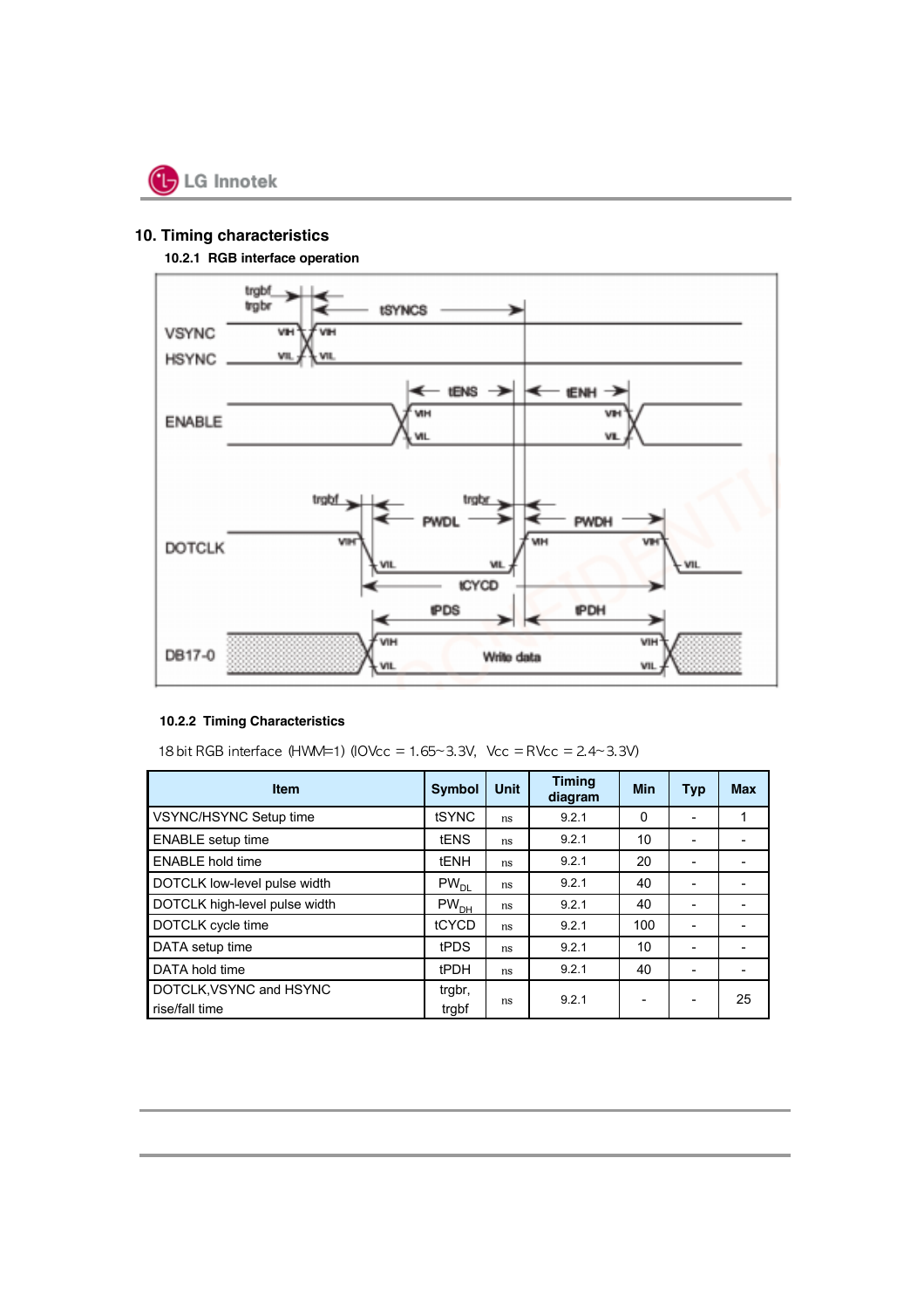## 10. Timing characteristics

### 10.2.1 RGB interface operation

### 10.2.2 Timing Characteristics

18 bit RGB interface (HWM=1) (IOVcc = 1.65~3.3V, Vcc = RVcc = 2.4~3.3V)

| Item | Symbol | Unit | Timing diagram | Min | Typ | Max |
|---|---|---|---|---|---|---|
| VSYNC/HSYNC Setup time | tSYNC | ns | 9.2.1 | 0 | - | 1 |
| ENABLE setup time | tENS | ns | 9.2.1 | 10 | - | - |
| ENABLE hold time | tENH | ns | 9.2.1 | 20 | - | - |
| DOTCLK low-level pulse width | $PW_{DL}$ | ns | 9.2.1 | 40 | - | - |
| DOTCLK high-level pulse width | $PW_{DH}$ | ns | 9.2.1 | 40 | - | - |
| DOTCLK cycle time | tCYCD | ns | 9.2.1 | 100 | - | - |
| DATA setup time | tPDS | ns | 9.2.1 | 10 | - | - |
| DATA hold time | tPDH | ns | 9.2.1 | 40 | - | - |
| DOTCLK,VSYNC and HSYNC rise/fall time | trgbr, trgbf | ns | 9.2.1 | - | - | 25 |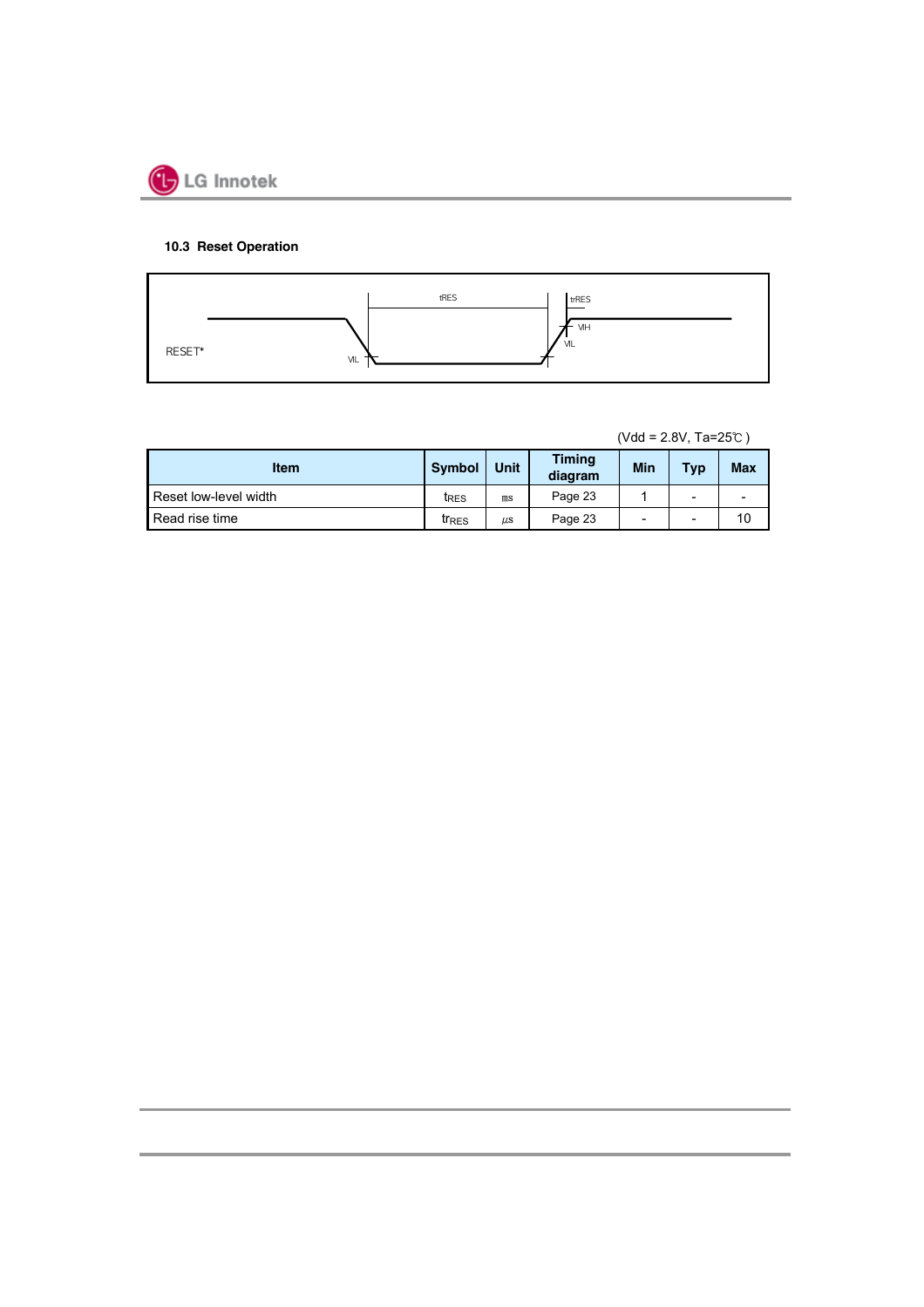### 10.3 Reset Operation

RESET*

tRES

trRES

VIH

VIL

VIL

(Vdd = 2.8V, Ta=25℃ )

| Item | Symbol | Unit | Timing diagram | Min | Typ | Max |
|---|---|---|---|---|---|---|
| Reset low-level width | $t_{RES}$ | ㎳ | Page 23 | 1 | - | - |
| Read rise time | $tr_{RES}$ | ㎲ | Page 23 | - | - | 10 |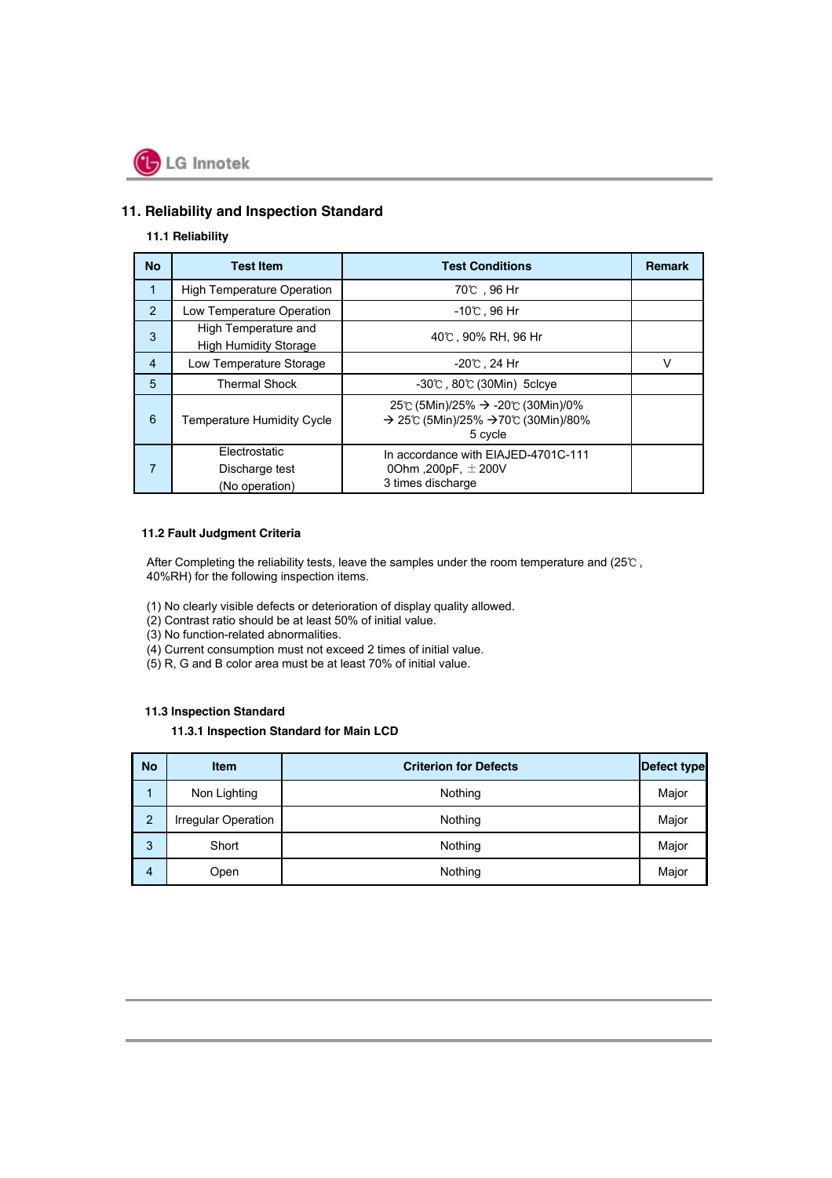## 11. Reliability and Inspection Standard

### 11.1 Reliability

| No | Test Item | Test Conditions | Remark |
|---|---|---|---|
| 1 | High Temperature Operation | 70℃ , 96 Hr | |
| 2 | Low Temperature Operation | -10℃ , 96 Hr | |
| 3 | High Temperature and High Humidity Storage | 40℃ , 90% RH, 96 Hr | |
| 4 | Low Temperature Storage | -20℃ , 24 Hr | V |
| 5 | Thermal Shock | -30℃ , 80℃ (30Min) 5clcye | |
| 6 | Temperature Humidity Cycle | 25℃ (5Min)/25% → -20℃ (30Min)/0% → 25℃ (5Min)/25% →70℃ (30Min)/80% 5 cycle | |
| 7 | Electrostatic Discharge test (No operation) | In accordance with EIAJED-4701C-111 0Ohm ,200pF, ±200V 3 times discharge | |

### 11.2 Fault Judgment Criteria

After Completing the reliability tests, leave the samples under the room temperature and (25℃ , 40%RH) for the following inspection items.

(1) No clearly visible defects or deterioration of display quality allowed.
(2) Contrast ratio should be at least 50% of initial value.
(3) No function-related abnormalities.
(4) Current consumption must not exceed 2 times of initial value.
(5) R, G and B color area must be at least 70% of initial value.

### 11.3 Inspection Standard

#### 11.3.1 Inspection Standard for Main LCD

| No | Item | Criterion for Defects | Defect type |
|---|---|---|---|
| 1 | Non Lighting | Nothing | Major |
| 2 | Irregular Operation | Nothing | Major |
| 3 | Short | Nothing | Major |
| 4 | Open | Nothing | Major |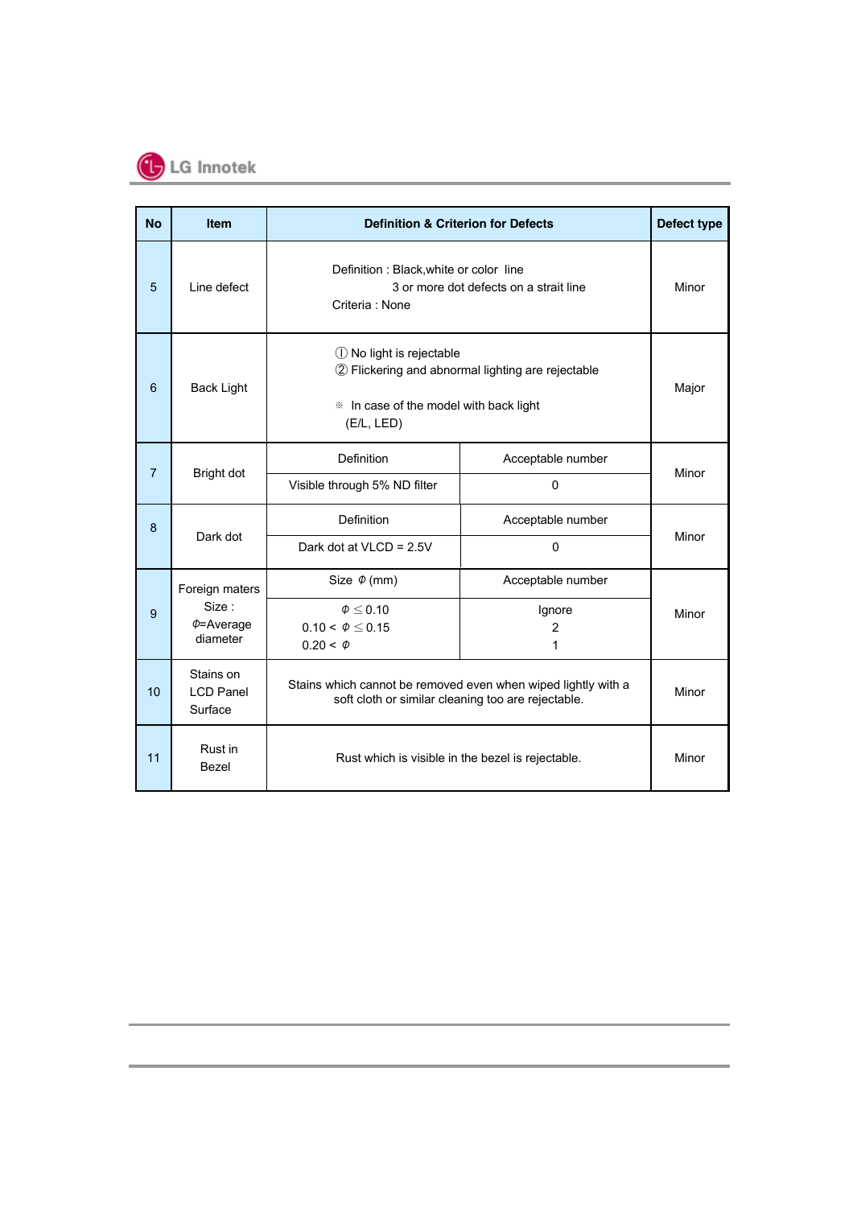| No | Item | Definition & Criterion for Defects | | Defect type |
|---|---|---|---|---|
| 5 | Line defect | Definition : Black,white or color line<br>3 or more dot defects on a strait line<br>Criteria : None | | Minor |
| 6 | Back Light | ① No light is rejectable<br>② Flickering and abnormal lighting are rejectable<br><br>※ In case of the model with back light<br>(E/L, LED) | | Major |
| 7 | Bright dot | Definition | Acceptable number | Minor |
| | | Visible through 5% ND filter | 0 | |
| 8 | Dark dot | Definition | Acceptable number | Minor |
| | | Dark dot at VLCD = 2.5V | 0 | |
| 9 | Foreign maters<br>Size :<br>Φ=Average diameter | Size Φ (mm) | Acceptable number | Minor |
| | | $\Phi \leq 0.10$<br>$0.10 < \Phi \leq 0.15$<br>$0.20 < \Phi$ | Ignore<br>2<br>1 | |
| 10 | Stains on LCD Panel Surface | Stains which cannot be removed even when wiped lightly with a soft cloth or similar cleaning too are rejectable. | | Minor |
| 11 | Rust in Bezel | Rust which is visible in the bezel is rejectable. | | Minor |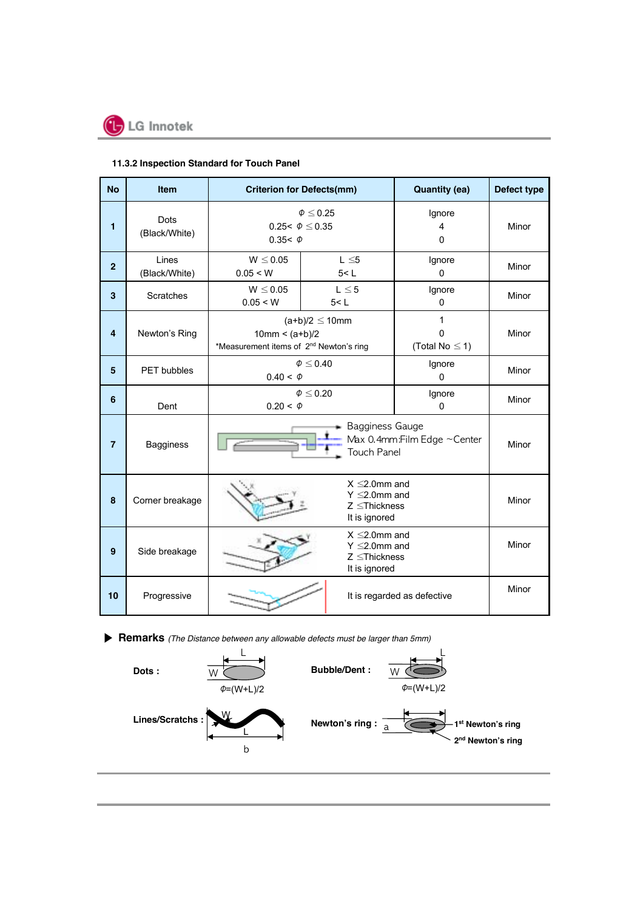### 11.3.2 Inspection Standard for Touch Panel

| No | Item | Criterion for Defects(mm) | | Quantity (ea) | Defect type |
|---|---|---|---|---|---|
| 1 | Dots (Black/White) | $\Phi \leq 0.25$<br>$0.25< \Phi \leq 0.35$<br>$0.35< \Phi$ | | Ignore<br>4<br>0 | Minor |
| 2 | Lines (Black/White) | $W \leq 0.05$<br>$0.05 < W$ | $L \leq 5$<br>$5< L$ | Ignore<br>0 | Minor |
| 3 | Scratches | $W \leq 0.05$<br>$0.05 < W$ | $L \leq 5$<br>$5< L$ | Ignore<br>0 | Minor |
| 4 | Newton's Ring | $(a+b)/2 \leq 10mm$<br>$10mm < (a+b)/2$<br>*Measurement items of 2nd Newton's ring | | 1<br>0<br>(Total No $\leq 1$) | Minor |
| 5 | PET bubbles | $\Phi \leq 0.40$<br>$0.40 < \Phi$ | | Ignore<br>0 | Minor |
| 6 | Dent | $\Phi \leq 0.20$<br>$0.20 < \Phi$ | | Ignore<br>0 | Minor |
| 7 | Bagginess | Bagginess Gauge<br>Max 0.4mm:Film Edge ~Center<br>Touch Panel | | | Minor |
| 8 | Corner breakage | X ≤2.0mm and<br>Y ≤2.0mm and<br>Z ≤Thickness<br>It is ignored | | | Minor |
| 9 | Side breakage | X ≤2.0mm and<br>Y ≤2.0mm and<br>Z ≤Thickness<br>It is ignored | | | Minor |
| 10 | Progressive | It is regarded as defective | | | Minor |

▶ **Remarks** *(The Distance between any allowable defects must be larger than 5mm)*

**Dots :** W, L — $\Phi=(W+L)/2$

**Bubble/Dent :** W, L — $\Phi=(W+L)/2$

**Lines/Scratchs :** W, L, b

**Newton's ring :** a — 1st Newton's ring, 2nd Newton's ring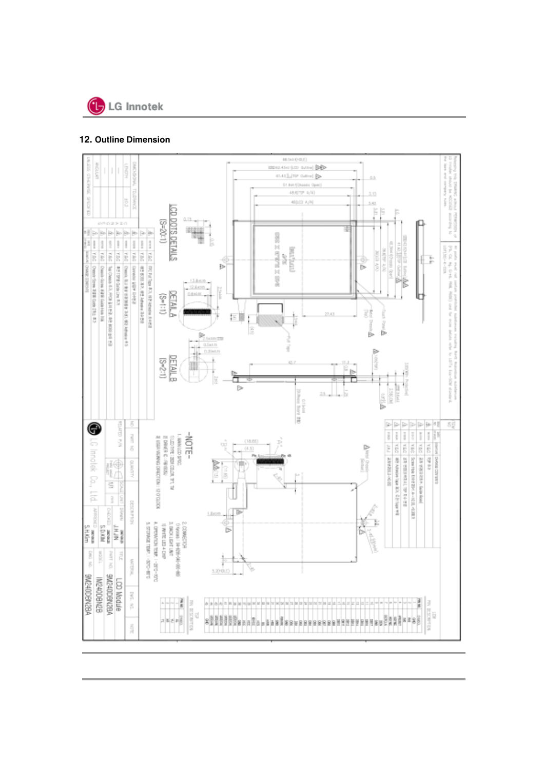## 12. Outline Dimension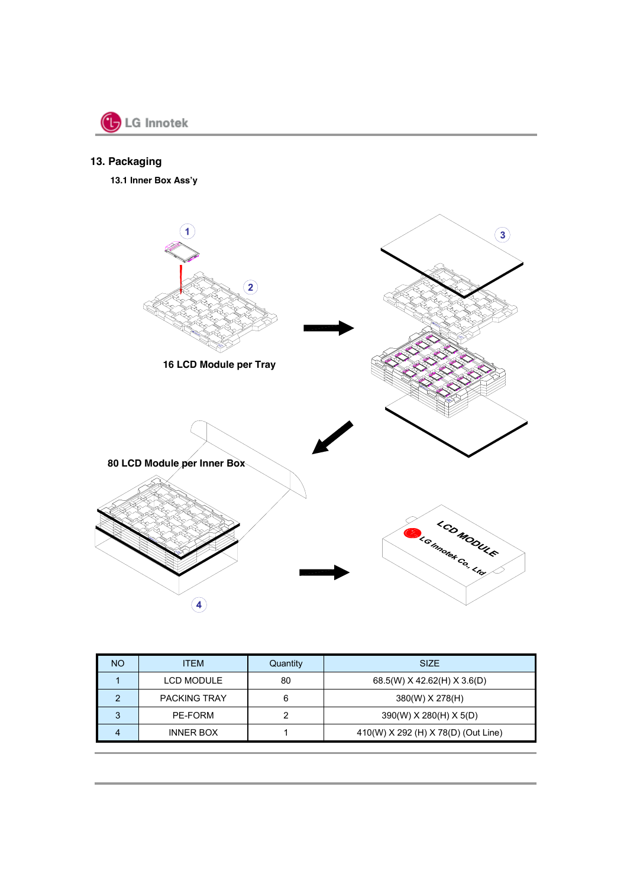## 13. Packaging

### 13.1 Inner Box Ass'y

16 LCD Module per Tray

80 LCD Module per Inner Box

| NO | ITEM | Quantity | SIZE |
|---|---|---|---|
| 1 | LCD MODULE | 80 | 68.5(W) X 42.62(H) X 3.6(D) |
| 2 | PACKING TRAY | 6 | 380(W) X 278(H) |
| 3 | PE-FORM | 2 | 390(W) X 280(H) X 5(D) |
| 4 | INNER BOX | 1 | 410(W) X 292 (H) X 78(D) (Out Line) |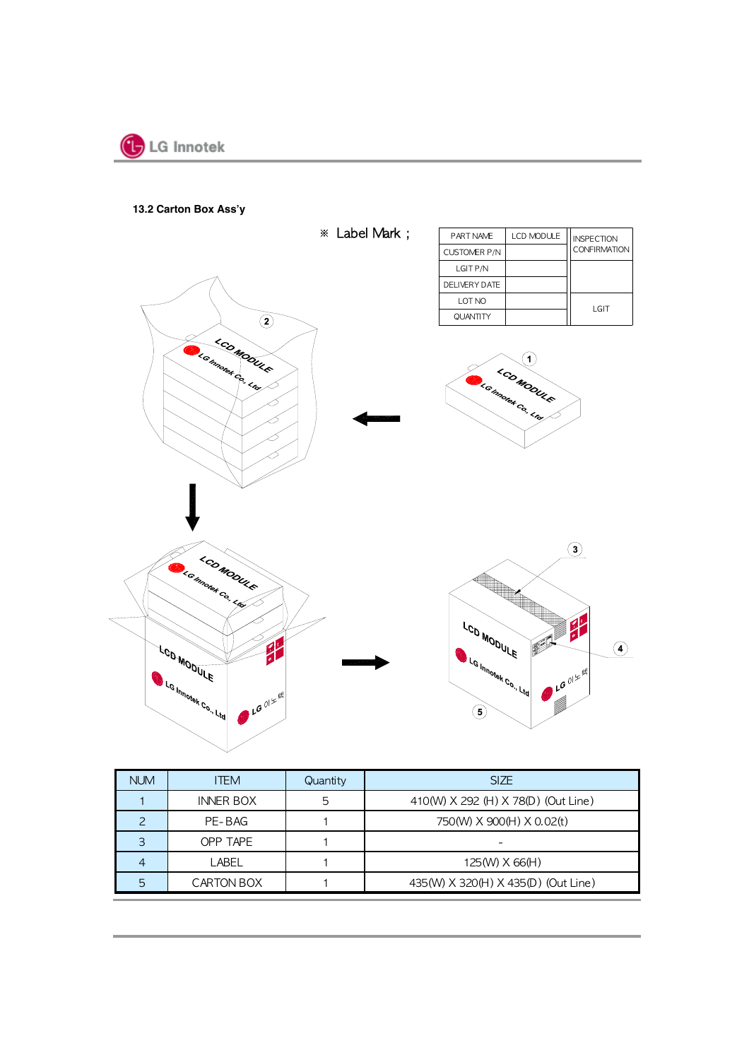## 13.2 Carton Box Ass'y

※ Label Mark ;

| PART NAME | LCD MODULE | INSPECTION CONFIRMATION |
|---|---|---|
| CUSTOMER P/N | | |
| LGIT P/N | | |
| DELIVERY DATE | | |
| LOT NO | | LGIT |
| QUANTITY | | |

| NUM | ITEM | Quantity | SIZE |
|---|---|---|---|
| 1 | INNER BOX | 5 | 410(W) X 292 (H) X 78(D) (Out Line) |
| 2 | PE-BAG | 1 | 750(W) X 900(H) X 0.02(t) |
| 3 | OPP TAPE | 1 | - |
| 4 | LABEL | 1 | 125(W) X 66(H) |
| 5 | CARTON BOX | 1 | 435(W) X 320(H) X 435(D) (Out Line) |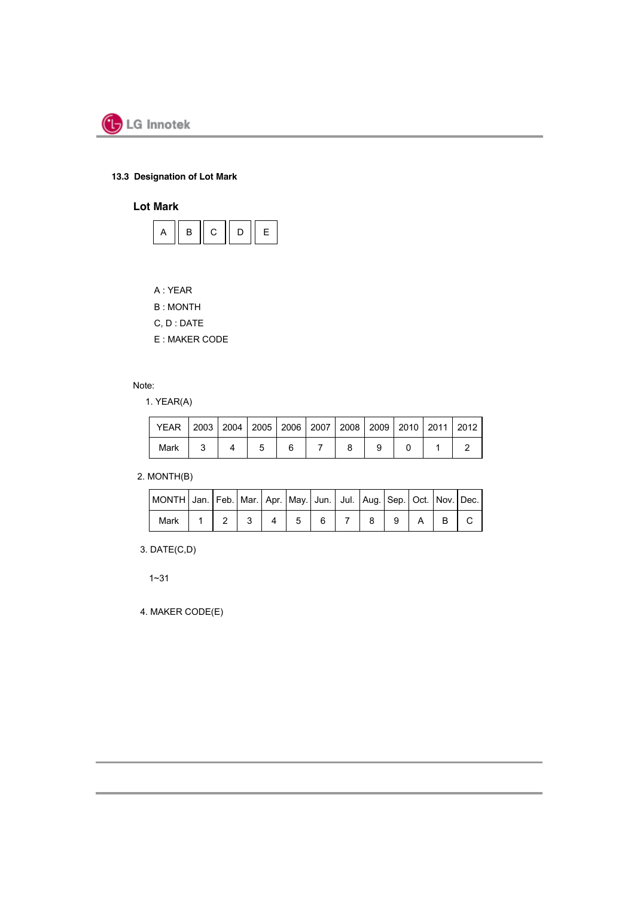### 13.3 Designation of Lot Mark

**Lot Mark**

| A | B | C | D | E |
|---|---|---|---|---|

A : YEAR

B : MONTH

C, D : DATE

E : MAKER CODE

Note:

1. YEAR(A)

| YEAR | 2003 | 2004 | 2005 | 2006 | 2007 | 2008 | 2009 | 2010 | 2011 | 2012 |
|---|---|---|---|---|---|---|---|---|---|---|
| Mark | 3 | 4 | 5 | 6 | 7 | 8 | 9 | 0 | 1 | 2 |

2. MONTH(B)

| MONTH | Jan. | Feb. | Mar. | Apr. | May. | Jun. | Jul. | Aug. | Sep. | Oct. | Nov. | Dec. |
|---|---|---|---|---|---|---|---|---|---|---|---|---|
| Mark | 1 | 2 | 3 | 4 | 5 | 6 | 7 | 8 | 9 | A | B | C |

3. DATE(C,D)

   1~31

4. MAKER CODE(E)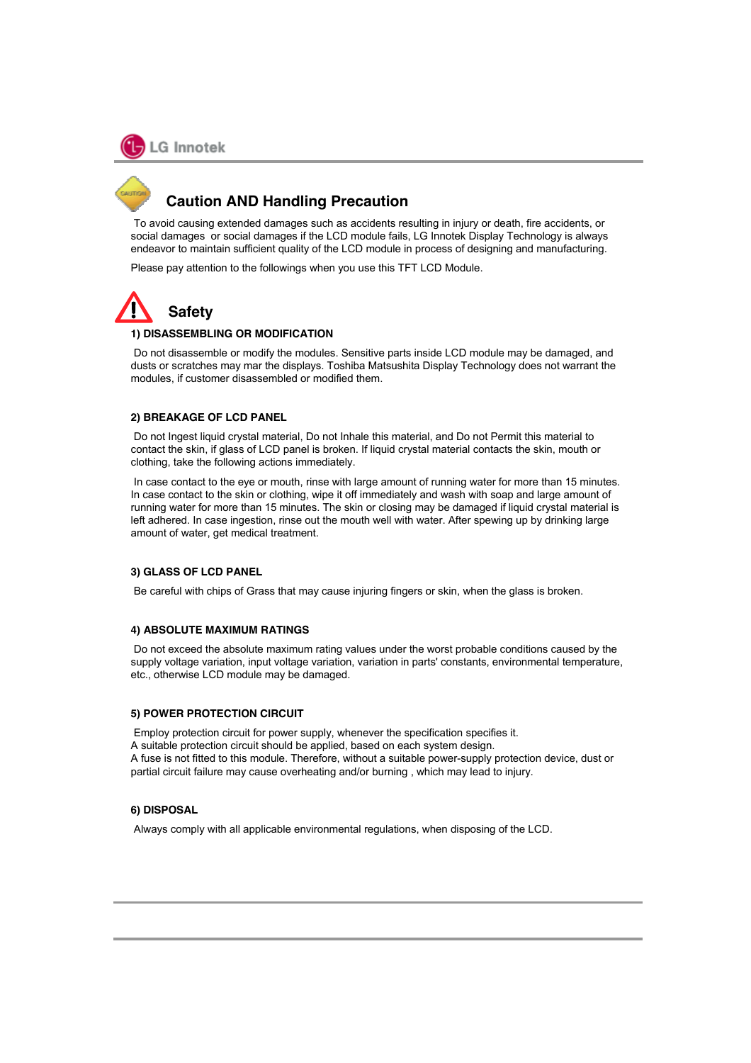# Caution AND Handling Precaution

To avoid causing extended damages such as accidents resulting in injury or death, fire accidents, or social damages or social damages if the LCD module fails, LG Innotek Display Technology is always endeavor to maintain sufficient quality of the LCD module in process of designing and manufacturing.

Please pay attention to the followings when you use this TFT LCD Module.

## Safety

### 1) DISASSEMBLING OR MODIFICATION

Do not disassemble or modify the modules. Sensitive parts inside LCD module may be damaged, and dusts or scratches may mar the displays. Toshiba Matsushita Display Technology does not warrant the modules, if customer disassembled or modified them.

### 2) BREAKAGE OF LCD PANEL

Do not Ingest liquid crystal material, Do not Inhale this material, and Do not Permit this material to contact the skin, if glass of LCD panel is broken. If liquid crystal material contacts the skin, mouth or clothing, take the following actions immediately.

In case contact to the eye or mouth, rinse with large amount of running water for more than 15 minutes. In case contact to the skin or clothing, wipe it off immediately and wash with soap and large amount of running water for more than 15 minutes. The skin or closing may be damaged if liquid crystal material is left adhered. In case ingestion, rinse out the mouth well with water. After spewing up by drinking large amount of water, get medical treatment.

### 3) GLASS OF LCD PANEL

Be careful with chips of Grass that may cause injuring fingers or skin, when the glass is broken.

### 4) ABSOLUTE MAXIMUM RATINGS

Do not exceed the absolute maximum rating values under the worst probable conditions caused by the supply voltage variation, input voltage variation, variation in parts' constants, environmental temperature, etc., otherwise LCD module may be damaged.

### 5) POWER PROTECTION CIRCUIT

Employ protection circuit for power supply, whenever the specification specifies it.
A suitable protection circuit should be applied, based on each system design.
A fuse is not fitted to this module. Therefore, without a suitable power-supply protection device, dust or partial circuit failure may cause overheating and/or burning , which may lead to injury.

### 6) DISPOSAL

Always comply with all applicable environmental regulations, when disposing of the LCD.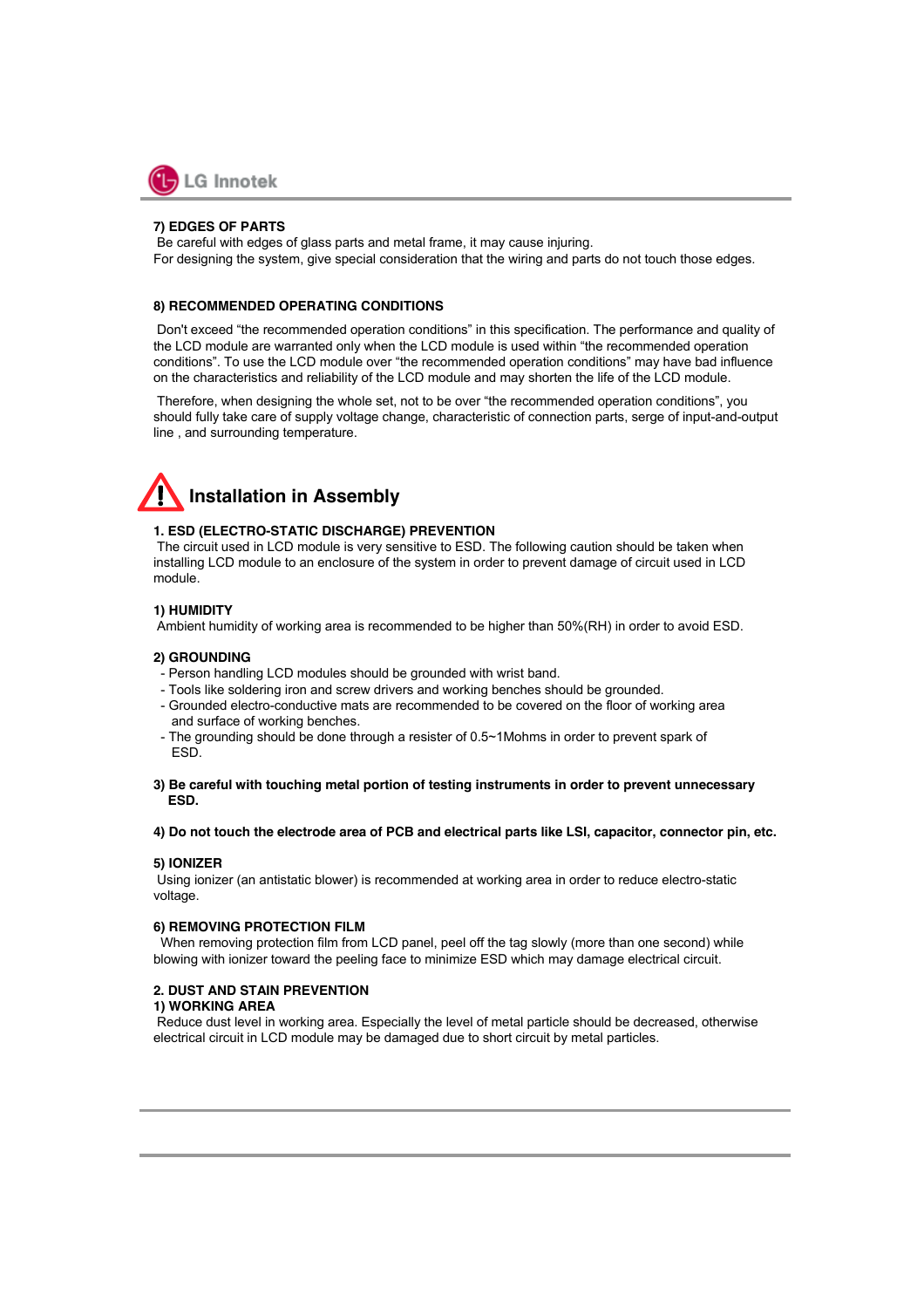**7) EDGES OF PARTS**

Be careful with edges of glass parts and metal frame, it may cause injuring.
For designing the system, give special consideration that the wiring and parts do not touch those edges.

**8) RECOMMENDED OPERATING CONDITIONS**

Don't exceed "the recommended operation conditions" in this specification. The performance and quality of the LCD module are warranted only when the LCD module is used within "the recommended operation conditions". To use the LCD module over "the recommended operation conditions" may have bad influence on the characteristics and reliability of the LCD module and may shorten the life of the LCD module.

Therefore, when designing the whole set, not to be over "the recommended operation conditions", you should fully take care of supply voltage change, characteristic of connection parts, serge of input-and-output line , and surrounding temperature.

## Installation in Assembly

**1. ESD (ELECTRO-STATIC DISCHARGE) PREVENTION**

The circuit used in LCD module is very sensitive to ESD. The following caution should be taken when installing LCD module to an enclosure of the system in order to prevent damage of circuit used in LCD module.

**1) HUMIDITY**

Ambient humidity of working area is recommended to be higher than 50%(RH) in order to avoid ESD.

**2) GROUNDING**

- Person handling LCD modules should be grounded with wrist band.
- Tools like soldering iron and screw drivers and working benches should be grounded.
- Grounded electro-conductive mats are recommended to be covered on the floor of working area and surface of working benches.
- The grounding should be done through a resister of 0.5~1Mohms in order to prevent spark of ESD.

**3) Be careful with touching metal portion of testing instruments in order to prevent unnecessary ESD.**

**4) Do not touch the electrode area of PCB and electrical parts like LSI, capacitor, connector pin, etc.**

**5) IONIZER**

Using ionizer (an antistatic blower) is recommended at working area in order to reduce electro-static voltage.

**6) REMOVING PROTECTION FILM**

When removing protection film from LCD panel, peel off the tag slowly (more than one second) while blowing with ionizer toward the peeling face to minimize ESD which may damage electrical circuit.

**2. DUST AND STAIN PREVENTION**

**1) WORKING AREA**

Reduce dust level in working area. Especially the level of metal particle should be decreased, otherwise electrical circuit in LCD module may be damaged due to short circuit by metal particles.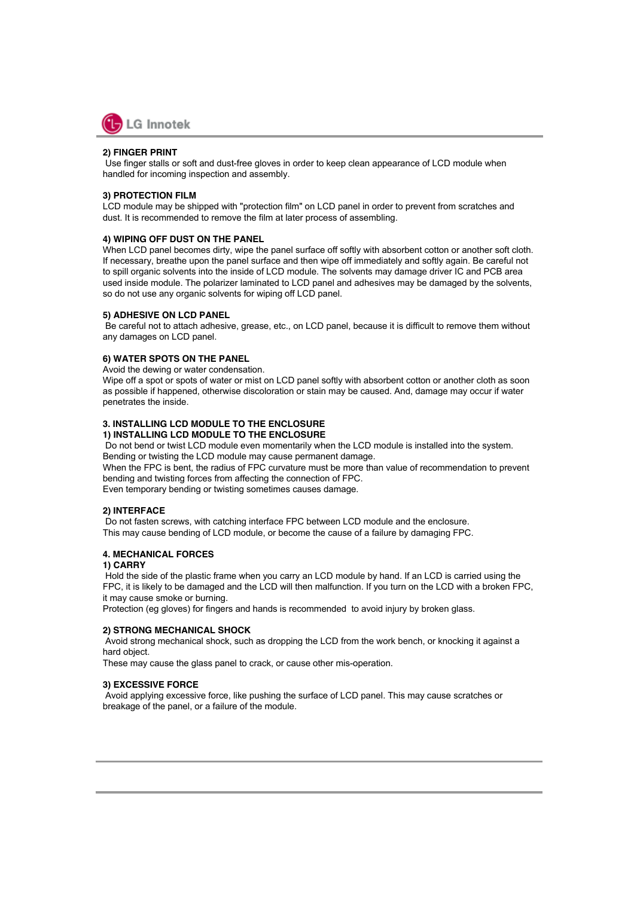**2) FINGER PRINT**

Use finger stalls or soft and dust-free gloves in order to keep clean appearance of LCD module when handled for incoming inspection and assembly.

**3) PROTECTION FILM**

LCD module may be shipped with "protection film" on LCD panel in order to prevent from scratches and dust. It is recommended to remove the film at later process of assembling.

**4) WIPING OFF DUST ON THE PANEL**

When LCD panel becomes dirty, wipe the panel surface off softly with absorbent cotton or another soft cloth. If necessary, breathe upon the panel surface and then wipe off immediately and softly again. Be careful not to spill organic solvents into the inside of LCD module. The solvents may damage driver IC and PCB area used inside module. The polarizer laminated to LCD panel and adhesives may be damaged by the solvents, so do not use any organic solvents for wiping off LCD panel.

**5) ADHESIVE ON LCD PANEL**

Be careful not to attach adhesive, grease, etc., on LCD panel, because it is difficult to remove them without any damages on LCD panel.

**6) WATER SPOTS ON THE PANEL**

Avoid the dewing or water condensation.
Wipe off a spot or spots of water or mist on LCD panel softly with absorbent cotton or another cloth as soon as possible if happened, otherwise discoloration or stain may be caused. And, damage may occur if water penetrates the inside.

## 3. INSTALLING LCD MODULE TO THE ENCLOSURE

**1) INSTALLING LCD MODULE TO THE ENCLOSURE**

Do not bend or twist LCD module even momentarily when the LCD module is installed into the system. Bending or twisting the LCD module may cause permanent damage.
When the FPC is bent, the radius of FPC curvature must be more than value of recommendation to prevent bending and twisting forces from affecting the connection of FPC.
Even temporary bending or twisting sometimes causes damage.

**2) INTERFACE**

Do not fasten screws, with catching interface FPC between LCD module and the enclosure.
This may cause bending of LCD module, or become the cause of a failure by damaging FPC.

## 4. MECHANICAL FORCES

**1) CARRY**

Hold the side of the plastic frame when you carry an LCD module by hand. If an LCD is carried using the FPC, it is likely to be damaged and the LCD will then malfunction. If you turn on the LCD with a broken FPC, it may cause smoke or burning.
Protection (eg gloves) for fingers and hands is recommended to avoid injury by broken glass.

**2) STRONG MECHANICAL SHOCK**

Avoid strong mechanical shock, such as dropping the LCD from the work bench, or knocking it against a hard object.
These may cause the glass panel to crack, or cause other mis-operation.

**3) EXCESSIVE FORCE**

Avoid applying excessive force, like pushing the surface of LCD panel. This may cause scratches or breakage of the panel, or a failure of the module.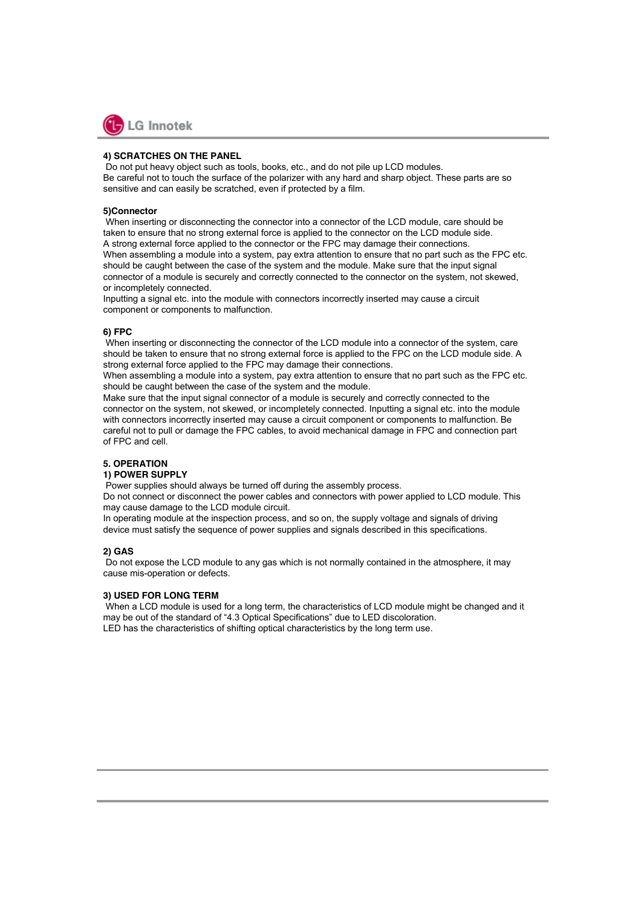#### 4) SCRATCHES ON THE PANEL

Do not put heavy object such as tools, books, etc., and do not pile up LCD modules.
Be careful not to touch the surface of the polarizer with any hard and sharp object. These parts are so sensitive and can easily be scratched, even if protected by a film.

#### 5)Connector

When inserting or disconnecting the connector into a connector of the LCD module, care should be taken to ensure that no strong external force is applied to the connector on the LCD module side.
A strong external force applied to the connector or the FPC may damage their connections.
When assembling a module into a system, pay extra attention to ensure that no part such as the FPC etc. should be caught between the case of the system and the module. Make sure that the input signal connector of a module is securely and correctly connected to the connector on the system, not skewed, or incompletely connected.
Inputting a signal etc. into the module with connectors incorrectly inserted may cause a circuit component or components to malfunction.

#### 6) FPC

When inserting or disconnecting the connector of the LCD module into a connector of the system, care should be taken to ensure that no strong external force is applied to the FPC on the LCD module side. A strong external force applied to the FPC may damage their connections.
When assembling a module into a system, pay extra attention to ensure that no part such as the FPC etc. should be caught between the case of the system and the module.
Make sure that the input signal connector of a module is securely and correctly connected to the connector on the system, not skewed, or incompletely connected. Inputting a signal etc. into the module with connectors incorrectly inserted may cause a circuit component or components to malfunction. Be careful not to pull or damage the FPC cables, to avoid mechanical damage in FPC and connection part of FPC and cell.

### 5. OPERATION

#### 1) POWER SUPPLY

Power supplies should always be turned off during the assembly process.
Do not connect or disconnect the power cables and connectors with power applied to LCD module. This may cause damage to the LCD module circuit.
In operating module at the inspection process, and so on, the supply voltage and signals of driving device must satisfy the sequence of power supplies and signals described in this specifications.

#### 2) GAS

Do not expose the LCD module to any gas which is not normally contained in the atmosphere, it may cause mis-operation or defects.

#### 3) USED FOR LONG TERM

When a LCD module is used for a long term, the characteristics of LCD module might be changed and it may be out of the standard of "4.3 Optical Specifications" due to LED discoloration.
LED has the characteristics of shifting optical characteristics by the long term use.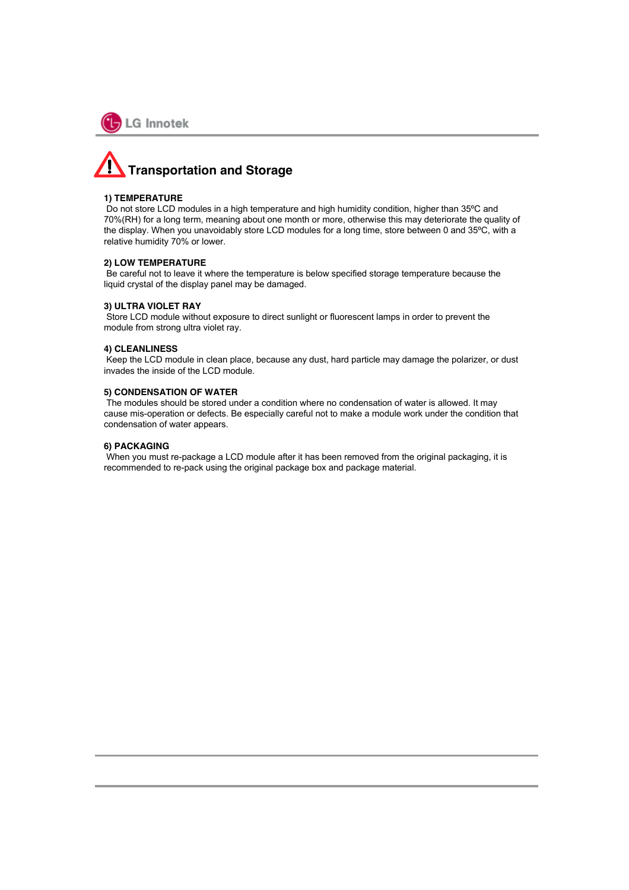# Transportation and Storage

**1) TEMPERATURE**

Do not store LCD modules in a high temperature and high humidity condition, higher than 35ºC and 70%(RH) for a long term, meaning about one month or more, otherwise this may deteriorate the quality of the display. When you unavoidably store LCD modules for a long time, store between 0 and 35ºC, with a relative humidity 70% or lower.

**2) LOW TEMPERATURE**

Be careful not to leave it where the temperature is below specified storage temperature because the liquid crystal of the display panel may be damaged.

**3) ULTRA VIOLET RAY**

Store LCD module without exposure to direct sunlight or fluorescent lamps in order to prevent the module from strong ultra violet ray.

**4) CLEANLINESS**

Keep the LCD module in clean place, because any dust, hard particle may damage the polarizer, or dust invades the inside of the LCD module.

**5) CONDENSATION OF WATER**

The modules should be stored under a condition where no condensation of water is allowed. It may cause mis-operation or defects. Be especially careful not to make a module work under the condition that condensation of water appears.

**6) PACKAGING**

When you must re-package a LCD module after it has been removed from the original packaging, it is recommended to re-pack using the original package box and package material.